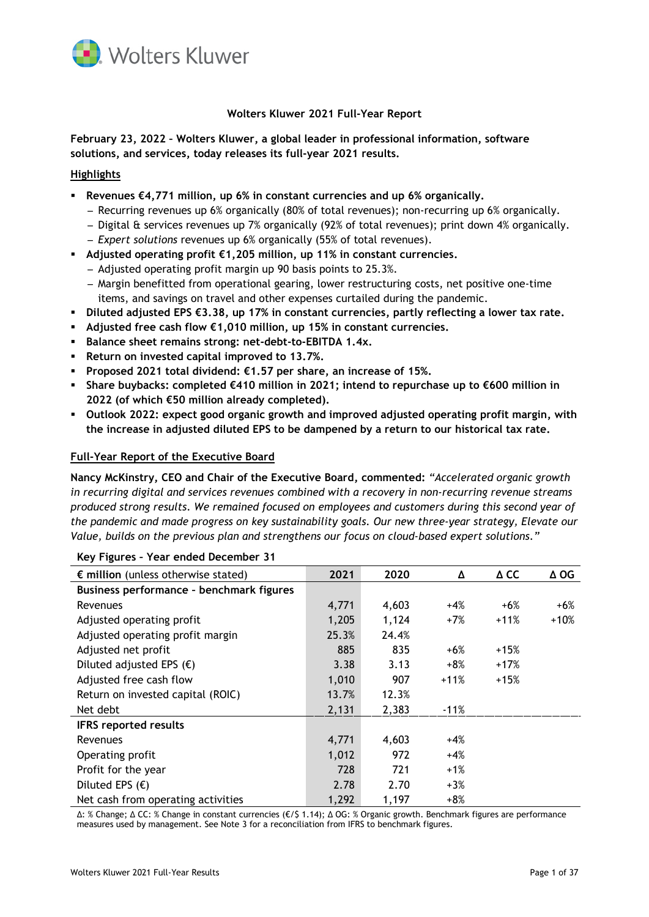**Wolters Kluwer 2021 Full-Year Report**

**February 23, 2022 – Wolters Kluwer, a global leader in professional information, software solutions, and services, today releases its full-year 2021 results.**

## Highlights

- **Revenues €4,771 million, up 6% in constant currencies and up 6% organically.**
  - Recurring revenues up 6% organically (80% of total revenues); non-recurring up 6% organically.
  - Digital & services revenues up 7% organically (92% of total revenues); print down 4% organically.
  - *Expert solutions* revenues up 6% organically (55% of total revenues).
- **Adjusted operating profit €1,205 million, up 11% in constant currencies.**
  - Adjusted operating profit margin up 90 basis points to 25.3%.
  - Margin benefitted from operational gearing, lower restructuring costs, net positive one-time items, and savings on travel and other expenses curtailed during the pandemic.
- **Diluted adjusted EPS €3.38, up 17% in constant currencies, partly reflecting a lower tax rate.**
- **Adjusted free cash flow €1,010 million, up 15% in constant currencies.**
- **Balance sheet remains strong: net-debt-to-EBITDA 1.4x.**
- **Return on invested capital improved to 13.7%.**
- **Proposed 2021 total dividend: €1.57 per share, an increase of 15%.**
- **Share buybacks: completed €410 million in 2021; intend to repurchase up to €600 million in 2022 (of which €50 million already completed).**
- **Outlook 2022: expect good organic growth and improved adjusted operating profit margin, with the increase in adjusted diluted EPS to be dampened by a return to our historical tax rate.**

## Full-Year Report of the Executive Board

**Nancy McKinstry, CEO and Chair of the Executive Board, commented:** *"Accelerated organic growth in recurring digital and services revenues combined with a recovery in non-recurring revenue streams produced strong results. We remained focused on employees and customers during this second year of the pandemic and made progress on key sustainability goals. Our new three-year strategy, Elevate our Value, builds on the previous plan and strengthens our focus on cloud-based expert solutions."*

**Key Figures – Year ended December 31**

| **€ million** (unless otherwise stated) | 2021 | 2020 | Δ | Δ CC | Δ OG |
|---|---|---|---|---|---|
| **Business performance – benchmark figures** | | | | | |
| Revenues | 4,771 | 4,603 | +4% | +6% | +6% |
| Adjusted operating profit | 1,205 | 1,124 | +7% | +11% | +10% |
| Adjusted operating profit margin | 25.3% | 24.4% | | | |
| Adjusted net profit | 885 | 835 | +6% | +15% | |
| Diluted adjusted EPS (€) | 3.38 | 3.13 | +8% | +17% | |
| Adjusted free cash flow | 1,010 | 907 | +11% | +15% | |
| Return on invested capital (ROIC) | 13.7% | 12.3% | | | |
| Net debt | 2,131 | 2,383 | -11% | | |
| **IFRS reported results** | | | | | |
| Revenues | 4,771 | 4,603 | +4% | | |
| Operating profit | 1,012 | 972 | +4% | | |
| Profit for the year | 728 | 721 | +1% | | |
| Diluted EPS (€) | 2.78 | 2.70 | +3% | | |
| Net cash from operating activities | 1,292 | 1,197 | +8% | | |

Δ: % Change; Δ CC: % Change in constant currencies (€/$ 1.14); Δ OG: % Organic growth. Benchmark figures are performance measures used by management. See Note 3 for a reconciliation from IFRS to benchmark figures.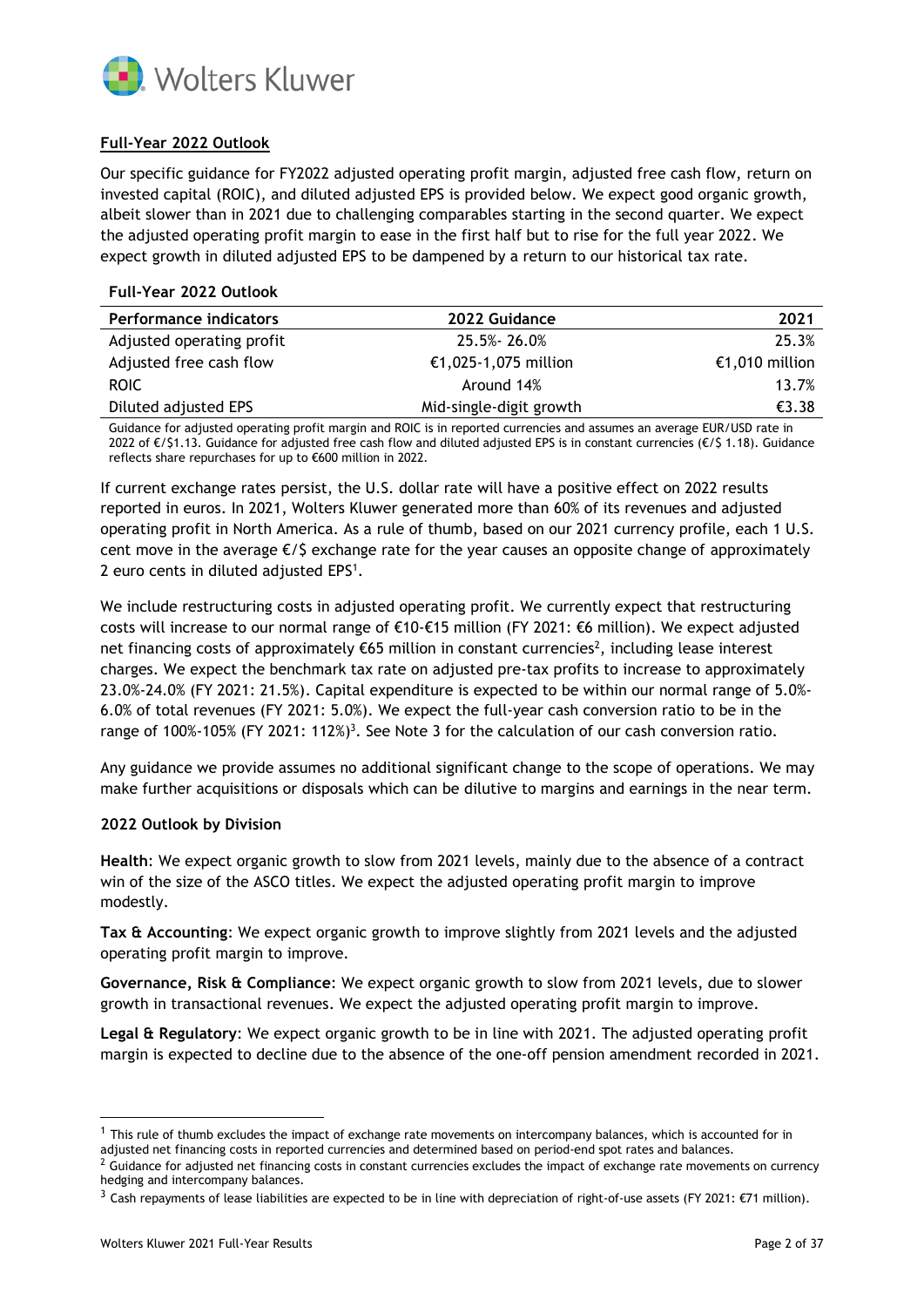## Full-Year 2022 Outlook

Our specific guidance for FY2022 adjusted operating profit margin, adjusted free cash flow, return on invested capital (ROIC), and diluted adjusted EPS is provided below. We expect good organic growth, albeit slower than in 2021 due to challenging comparables starting in the second quarter. We expect the adjusted operating profit margin to ease in the first half but to rise for the full year 2022. We expect growth in diluted adjusted EPS to be dampened by a return to our historical tax rate.

**Full-Year 2022 Outlook**

| Performance indicators | 2022 Guidance | 2021 |
|---|---|---|
| Adjusted operating profit | 25.5%- 26.0% | 25.3% |
| Adjusted free cash flow | €1,025-1,075 million | €1,010 million |
| ROIC | Around 14% | 13.7% |
| Diluted adjusted EPS | Mid-single-digit growth | €3.38 |

Guidance for adjusted operating profit margin and ROIC is in reported currencies and assumes an average EUR/USD rate in 2022 of €/$1.13. Guidance for adjusted free cash flow and diluted adjusted EPS is in constant currencies (€/$ 1.18). Guidance reflects share repurchases for up to €600 million in 2022.

If current exchange rates persist, the U.S. dollar rate will have a positive effect on 2022 results reported in euros. In 2021, Wolters Kluwer generated more than 60% of its revenues and adjusted operating profit in North America. As a rule of thumb, based on our 2021 currency profile, each 1 U.S. cent move in the average €/$ exchange rate for the year causes an opposite change of approximately 2 euro cents in diluted adjusted EPS[1].

We include restructuring costs in adjusted operating profit. We currently expect that restructuring costs will increase to our normal range of €10-€15 million (FY 2021: €6 million). We expect adjusted net financing costs of approximately €65 million in constant currencies[2], including lease interest charges. We expect the benchmark tax rate on adjusted pre-tax profits to increase to approximately 23.0%-24.0% (FY 2021: 21.5%). Capital expenditure is expected to be within our normal range of 5.0%-6.0% of total revenues (FY 2021: 5.0%). We expect the full-year cash conversion ratio to be in the range of 100%-105% (FY 2021: 112%)[3]. See Note 3 for the calculation of our cash conversion ratio.

Any guidance we provide assumes no additional significant change to the scope of operations. We may make further acquisitions or disposals which can be dilutive to margins and earnings in the near term.

### 2022 Outlook by Division

**Health**: We expect organic growth to slow from 2021 levels, mainly due to the absence of a contract win of the size of the ASCO titles. We expect the adjusted operating profit margin to improve modestly.

**Tax & Accounting**: We expect organic growth to improve slightly from 2021 levels and the adjusted operating profit margin to improve.

**Governance, Risk & Compliance**: We expect organic growth to slow from 2021 levels, due to slower growth in transactional revenues. We expect the adjusted operating profit margin to improve.

**Legal & Regulatory**: We expect organic growth to be in line with 2021. The adjusted operating profit margin is expected to decline due to the absence of the one-off pension amendment recorded in 2021.

---

[1] This rule of thumb excludes the impact of exchange rate movements on intercompany balances, which is accounted for in adjusted net financing costs in reported currencies and determined based on period-end spot rates and balances.

[2] Guidance for adjusted net financing costs in constant currencies excludes the impact of exchange rate movements on currency hedging and intercompany balances.

[3] Cash repayments of lease liabilities are expected to be in line with depreciation of right-of-use assets (FY 2021: €71 million).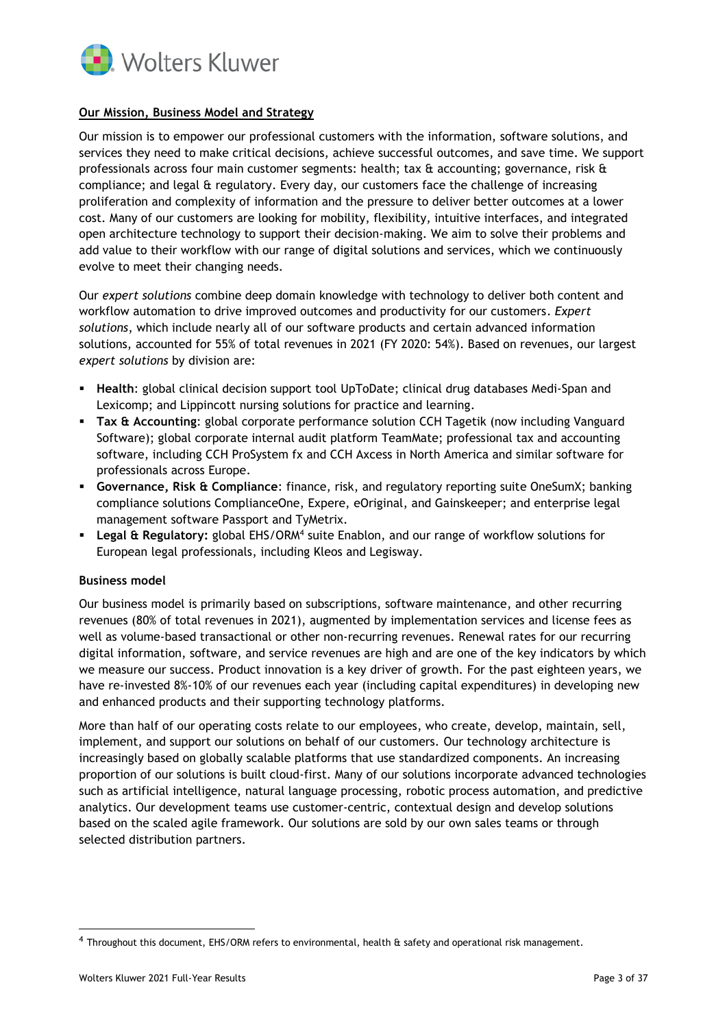## Our Mission, Business Model and Strategy

Our mission is to empower our professional customers with the information, software solutions, and services they need to make critical decisions, achieve successful outcomes, and save time. We support professionals across four main customer segments: health; tax & accounting; governance, risk & compliance; and legal & regulatory. Every day, our customers face the challenge of increasing proliferation and complexity of information and the pressure to deliver better outcomes at a lower cost. Many of our customers are looking for mobility, flexibility, intuitive interfaces, and integrated open architecture technology to support their decision-making. We aim to solve their problems and add value to their workflow with our range of digital solutions and services, which we continuously evolve to meet their changing needs.

Our *expert solutions* combine deep domain knowledge with technology to deliver both content and workflow automation to drive improved outcomes and productivity for our customers. *Expert solutions*, which include nearly all of our software products and certain advanced information solutions, accounted for 55% of total revenues in 2021 (FY 2020: 54%). Based on revenues, our largest *expert solutions* by division are:

- **Health**: global clinical decision support tool UpToDate; clinical drug databases Medi-Span and Lexicomp; and Lippincott nursing solutions for practice and learning.
- **Tax & Accounting**: global corporate performance solution CCH Tagetik (now including Vanguard Software); global corporate internal audit platform TeamMate; professional tax and accounting software, including CCH ProSystem fx and CCH Axcess in North America and similar software for professionals across Europe.
- **Governance, Risk & Compliance**: finance, risk, and regulatory reporting suite OneSumX; banking compliance solutions ComplianceOne, Expere, eOriginal, and Gainskeeper; and enterprise legal management software Passport and TyMetrix.
- **Legal & Regulatory:** global EHS/ORM[4] suite Enablon, and our range of workflow solutions for European legal professionals, including Kleos and Legisway.

### Business model

Our business model is primarily based on subscriptions, software maintenance, and other recurring revenues (80% of total revenues in 2021), augmented by implementation services and license fees as well as volume-based transactional or other non-recurring revenues. Renewal rates for our recurring digital information, software, and service revenues are high and are one of the key indicators by which we measure our success. Product innovation is a key driver of growth. For the past eighteen years, we have re-invested 8%-10% of our revenues each year (including capital expenditures) in developing new and enhanced products and their supporting technology platforms.

More than half of our operating costs relate to our employees, who create, develop, maintain, sell, implement, and support our solutions on behalf of our customers. Our technology architecture is increasingly based on globally scalable platforms that use standardized components. An increasing proportion of our solutions is built cloud-first. Many of our solutions incorporate advanced technologies such as artificial intelligence, natural language processing, robotic process automation, and predictive analytics. Our development teams use customer-centric, contextual design and develop solutions based on the scaled agile framework. Our solutions are sold by our own sales teams or through selected distribution partners.

---

[4] Throughout this document, EHS/ORM refers to environmental, health & safety and operational risk management.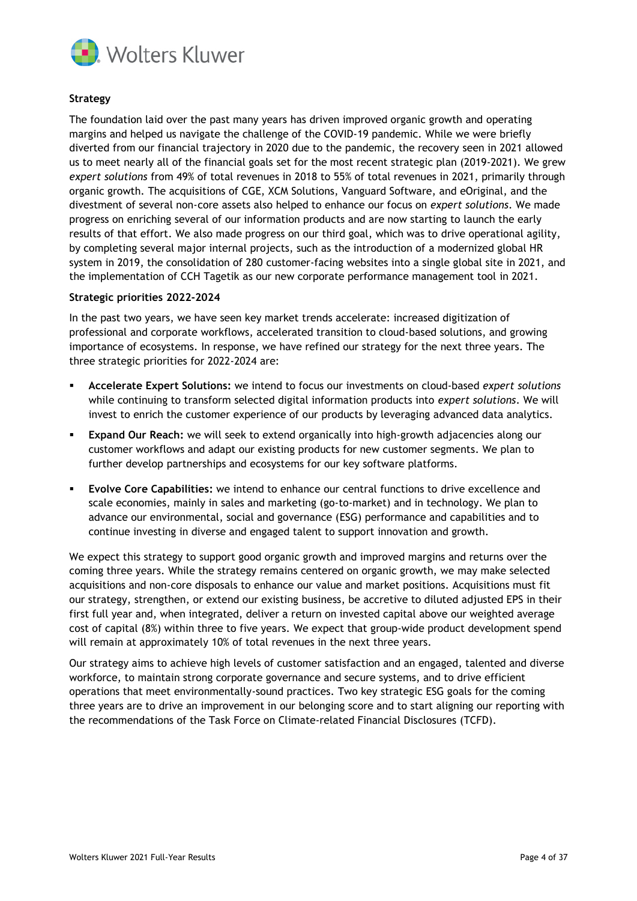## Strategy

The foundation laid over the past many years has driven improved organic growth and operating margins and helped us navigate the challenge of the COVID-19 pandemic. While we were briefly diverted from our financial trajectory in 2020 due to the pandemic, the recovery seen in 2021 allowed us to meet nearly all of the financial goals set for the most recent strategic plan (2019-2021). We grew *expert solutions* from 49% of total revenues in 2018 to 55% of total revenues in 2021, primarily through organic growth. The acquisitions of CGE, XCM Solutions, Vanguard Software, and eOriginal, and the divestment of several non-core assets also helped to enhance our focus on *expert solutions*. We made progress on enriching several of our information products and are now starting to launch the early results of that effort. We also made progress on our third goal, which was to drive operational agility, by completing several major internal projects, such as the introduction of a modernized global HR system in 2019, the consolidation of 280 customer-facing websites into a single global site in 2021, and the implementation of CCH Tagetik as our new corporate performance management tool in 2021.

### Strategic priorities 2022-2024

In the past two years, we have seen key market trends accelerate: increased digitization of professional and corporate workflows, accelerated transition to cloud-based solutions, and growing importance of ecosystems. In response, we have refined our strategy for the next three years. The three strategic priorities for 2022-2024 are:

- **Accelerate Expert Solutions:** we intend to focus our investments on cloud-based *expert solutions* while continuing to transform selected digital information products into *expert solutions*. We will invest to enrich the customer experience of our products by leveraging advanced data analytics.
- **Expand Our Reach:** we will seek to extend organically into high-growth adjacencies along our customer workflows and adapt our existing products for new customer segments. We plan to further develop partnerships and ecosystems for our key software platforms.
- **Evolve Core Capabilities:** we intend to enhance our central functions to drive excellence and scale economies, mainly in sales and marketing (go-to-market) and in technology. We plan to advance our environmental, social and governance (ESG) performance and capabilities and to continue investing in diverse and engaged talent to support innovation and growth.

We expect this strategy to support good organic growth and improved margins and returns over the coming three years. While the strategy remains centered on organic growth, we may make selected acquisitions and non-core disposals to enhance our value and market positions. Acquisitions must fit our strategy, strengthen, or extend our existing business, be accretive to diluted adjusted EPS in their first full year and, when integrated, deliver a return on invested capital above our weighted average cost of capital (8%) within three to five years. We expect that group-wide product development spend will remain at approximately 10% of total revenues in the next three years.

Our strategy aims to achieve high levels of customer satisfaction and an engaged, talented and diverse workforce, to maintain strong corporate governance and secure systems, and to drive efficient operations that meet environmentally-sound practices. Two key strategic ESG goals for the coming three years are to drive an improvement in our belonging score and to start aligning our reporting with the recommendations of the Task Force on Climate-related Financial Disclosures (TCFD).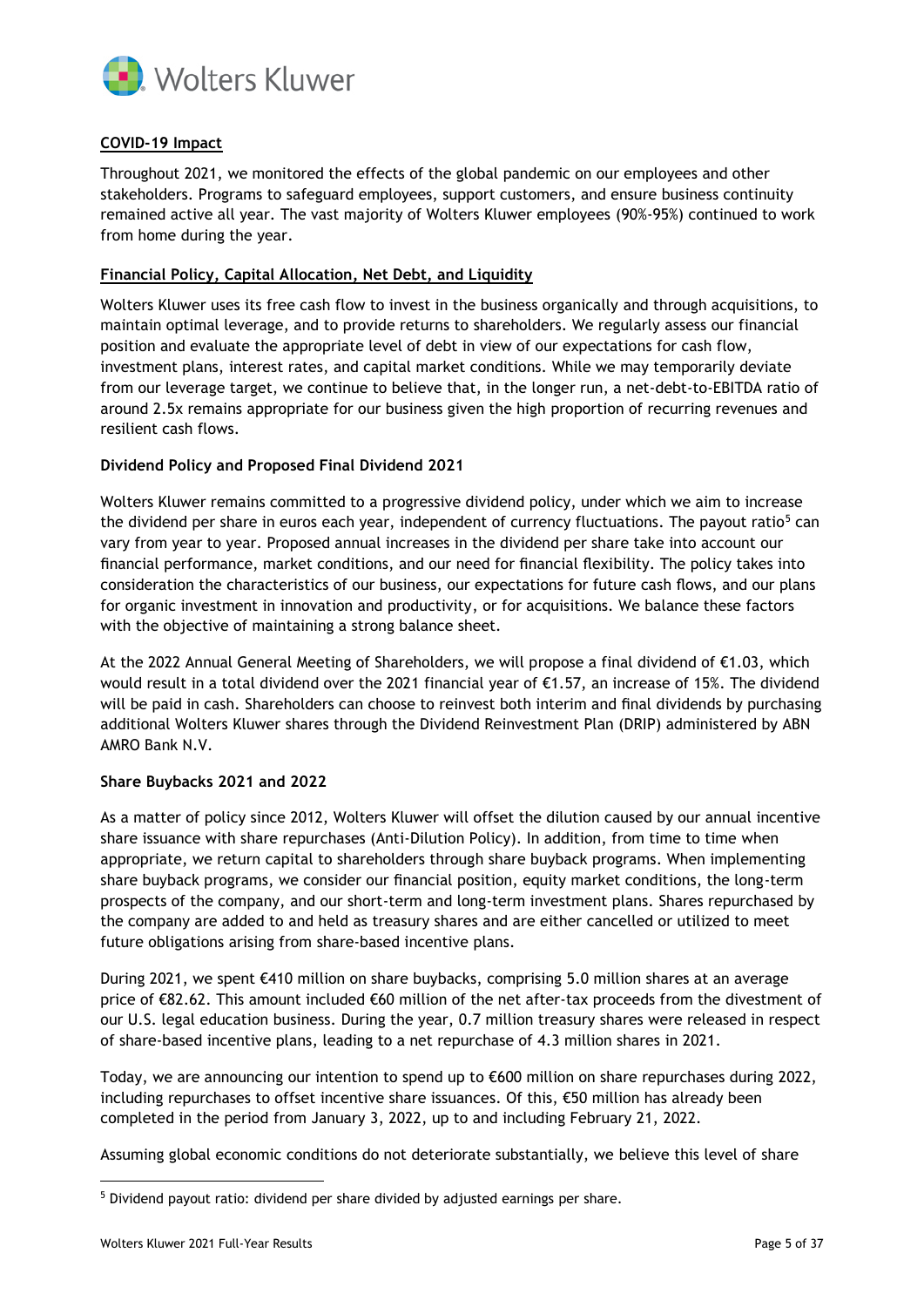## COVID-19 Impact

Throughout 2021, we monitored the effects of the global pandemic on our employees and other stakeholders. Programs to safeguard employees, support customers, and ensure business continuity remained active all year. The vast majority of Wolters Kluwer employees (90%-95%) continued to work from home during the year.

## Financial Policy, Capital Allocation, Net Debt, and Liquidity

Wolters Kluwer uses its free cash flow to invest in the business organically and through acquisitions, to maintain optimal leverage, and to provide returns to shareholders. We regularly assess our financial position and evaluate the appropriate level of debt in view of our expectations for cash flow, investment plans, interest rates, and capital market conditions. While we may temporarily deviate from our leverage target, we continue to believe that, in the longer run, a net-debt-to-EBITDA ratio of around 2.5x remains appropriate for our business given the high proportion of recurring revenues and resilient cash flows.

### Dividend Policy and Proposed Final Dividend 2021

Wolters Kluwer remains committed to a progressive dividend policy, under which we aim to increase the dividend per share in euros each year, independent of currency fluctuations. The payout ratio[5] can vary from year to year. Proposed annual increases in the dividend per share take into account our financial performance, market conditions, and our need for financial flexibility. The policy takes into consideration the characteristics of our business, our expectations for future cash flows, and our plans for organic investment in innovation and productivity, or for acquisitions. We balance these factors with the objective of maintaining a strong balance sheet.

At the 2022 Annual General Meeting of Shareholders, we will propose a final dividend of €1.03, which would result in a total dividend over the 2021 financial year of €1.57, an increase of 15%. The dividend will be paid in cash. Shareholders can choose to reinvest both interim and final dividends by purchasing additional Wolters Kluwer shares through the Dividend Reinvestment Plan (DRIP) administered by ABN AMRO Bank N.V.

### Share Buybacks 2021 and 2022

As a matter of policy since 2012, Wolters Kluwer will offset the dilution caused by our annual incentive share issuance with share repurchases (Anti-Dilution Policy). In addition, from time to time when appropriate, we return capital to shareholders through share buyback programs. When implementing share buyback programs, we consider our financial position, equity market conditions, the long-term prospects of the company, and our short-term and long-term investment plans. Shares repurchased by the company are added to and held as treasury shares and are either cancelled or utilized to meet future obligations arising from share-based incentive plans.

During 2021, we spent €410 million on share buybacks, comprising 5.0 million shares at an average price of €82.62. This amount included €60 million of the net after-tax proceeds from the divestment of our U.S. legal education business. During the year, 0.7 million treasury shares were released in respect of share-based incentive plans, leading to a net repurchase of 4.3 million shares in 2021.

Today, we are announcing our intention to spend up to €600 million on share repurchases during 2022, including repurchases to offset incentive share issuances. Of this, €50 million has already been completed in the period from January 3, 2022, up to and including February 21, 2022.

Assuming global economic conditions do not deteriorate substantially, we believe this level of share

---

[5] Dividend payout ratio: dividend per share divided by adjusted earnings per share.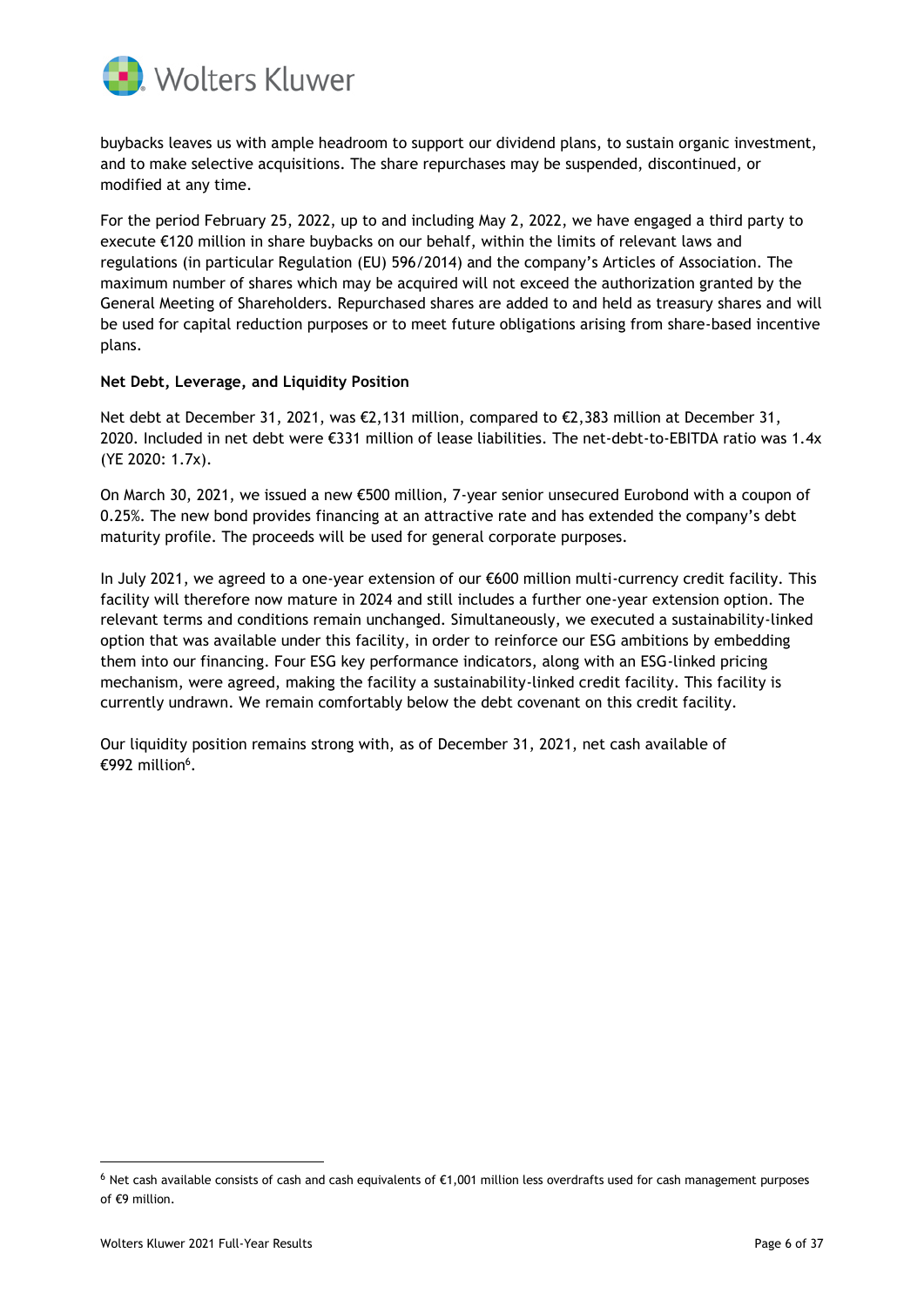buybacks leaves us with ample headroom to support our dividend plans, to sustain organic investment, and to make selective acquisitions. The share repurchases may be suspended, discontinued, or modified at any time.

For the period February 25, 2022, up to and including May 2, 2022, we have engaged a third party to execute €120 million in share buybacks on our behalf, within the limits of relevant laws and regulations (in particular Regulation (EU) 596/2014) and the company's Articles of Association. The maximum number of shares which may be acquired will not exceed the authorization granted by the General Meeting of Shareholders. Repurchased shares are added to and held as treasury shares and will be used for capital reduction purposes or to meet future obligations arising from share-based incentive plans.

**Net Debt, Leverage, and Liquidity Position**

Net debt at December 31, 2021, was €2,131 million, compared to €2,383 million at December 31, 2020. Included in net debt were €331 million of lease liabilities. The net-debt-to-EBITDA ratio was 1.4x (YE 2020: 1.7x).

On March 30, 2021, we issued a new €500 million, 7-year senior unsecured Eurobond with a coupon of 0.25%. The new bond provides financing at an attractive rate and has extended the company's debt maturity profile. The proceeds will be used for general corporate purposes.

In July 2021, we agreed to a one-year extension of our €600 million multi-currency credit facility. This facility will therefore now mature in 2024 and still includes a further one-year extension option. The relevant terms and conditions remain unchanged. Simultaneously, we executed a sustainability-linked option that was available under this facility, in order to reinforce our ESG ambitions by embedding them into our financing. Four ESG key performance indicators, along with an ESG-linked pricing mechanism, were agreed, making the facility a sustainability-linked credit facility. This facility is currently undrawn. We remain comfortably below the debt covenant on this credit facility.

Our liquidity position remains strong with, as of December 31, 2021, net cash available of €992 million[6].

[6] Net cash available consists of cash and cash equivalents of €1,001 million less overdrafts used for cash management purposes of €9 million.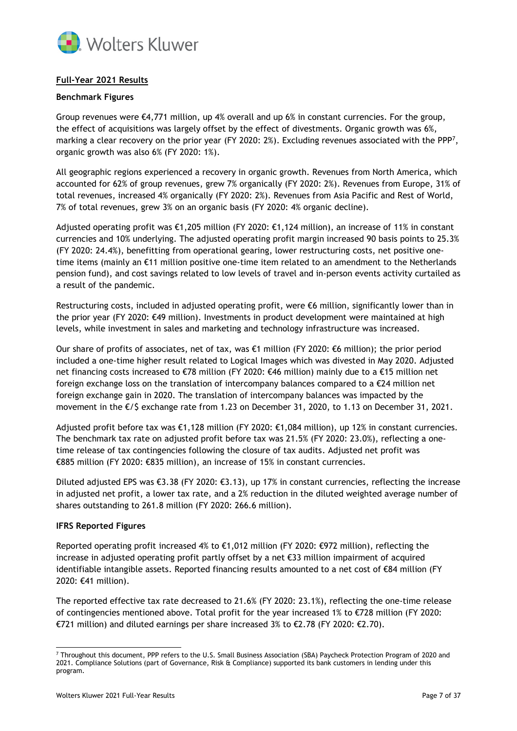## Full-Year 2021 Results

### Benchmark Figures

Group revenues were €4,771 million, up 4% overall and up 6% in constant currencies. For the group, the effect of acquisitions was largely offset by the effect of divestments. Organic growth was 6%, marking a clear recovery on the prior year (FY 2020: 2%). Excluding revenues associated with the PPP[7], organic growth was also 6% (FY 2020: 1%).

All geographic regions experienced a recovery in organic growth. Revenues from North America, which accounted for 62% of group revenues, grew 7% organically (FY 2020: 2%). Revenues from Europe, 31% of total revenues, increased 4% organically (FY 2020: 2%). Revenues from Asia Pacific and Rest of World, 7% of total revenues, grew 3% on an organic basis (FY 2020: 4% organic decline).

Adjusted operating profit was €1,205 million (FY 2020: €1,124 million), an increase of 11% in constant currencies and 10% underlying. The adjusted operating profit margin increased 90 basis points to 25.3% (FY 2020: 24.4%), benefitting from operational gearing, lower restructuring costs, net positive one-time items (mainly an €11 million positive one-time item related to an amendment to the Netherlands pension fund), and cost savings related to low levels of travel and in-person events activity curtailed as a result of the pandemic.

Restructuring costs, included in adjusted operating profit, were €6 million, significantly lower than in the prior year (FY 2020: €49 million). Investments in product development were maintained at high levels, while investment in sales and marketing and technology infrastructure was increased.

Our share of profits of associates, net of tax, was €1 million (FY 2020: €6 million); the prior period included a one-time higher result related to Logical Images which was divested in May 2020. Adjusted net financing costs increased to €78 million (FY 2020: €46 million) mainly due to a €15 million net foreign exchange loss on the translation of intercompany balances compared to a €24 million net foreign exchange gain in 2020. The translation of intercompany balances was impacted by the movement in the €/$ exchange rate from 1.23 on December 31, 2020, to 1.13 on December 31, 2021.

Adjusted profit before tax was €1,128 million (FY 2020: €1,084 million), up 12% in constant currencies. The benchmark tax rate on adjusted profit before tax was 21.5% (FY 2020: 23.0%), reflecting a one-time release of tax contingencies following the closure of tax audits. Adjusted net profit was €885 million (FY 2020: €835 million), an increase of 15% in constant currencies.

Diluted adjusted EPS was €3.38 (FY 2020: €3.13), up 17% in constant currencies, reflecting the increase in adjusted net profit, a lower tax rate, and a 2% reduction in the diluted weighted average number of shares outstanding to 261.8 million (FY 2020: 266.6 million).

### IFRS Reported Figures

Reported operating profit increased 4% to €1,012 million (FY 2020: €972 million), reflecting the increase in adjusted operating profit partly offset by a net €33 million impairment of acquired identifiable intangible assets. Reported financing results amounted to a net cost of €84 million (FY 2020: €41 million).

The reported effective tax rate decreased to 21.6% (FY 2020: 23.1%), reflecting the one-time release of contingencies mentioned above. Total profit for the year increased 1% to €728 million (FY 2020: €721 million) and diluted earnings per share increased 3% to €2.78 (FY 2020: €2.70).

---

[7] Throughout this document, PPP refers to the U.S. Small Business Association (SBA) Paycheck Protection Program of 2020 and 2021. Compliance Solutions (part of Governance, Risk & Compliance) supported its bank customers in lending under this program.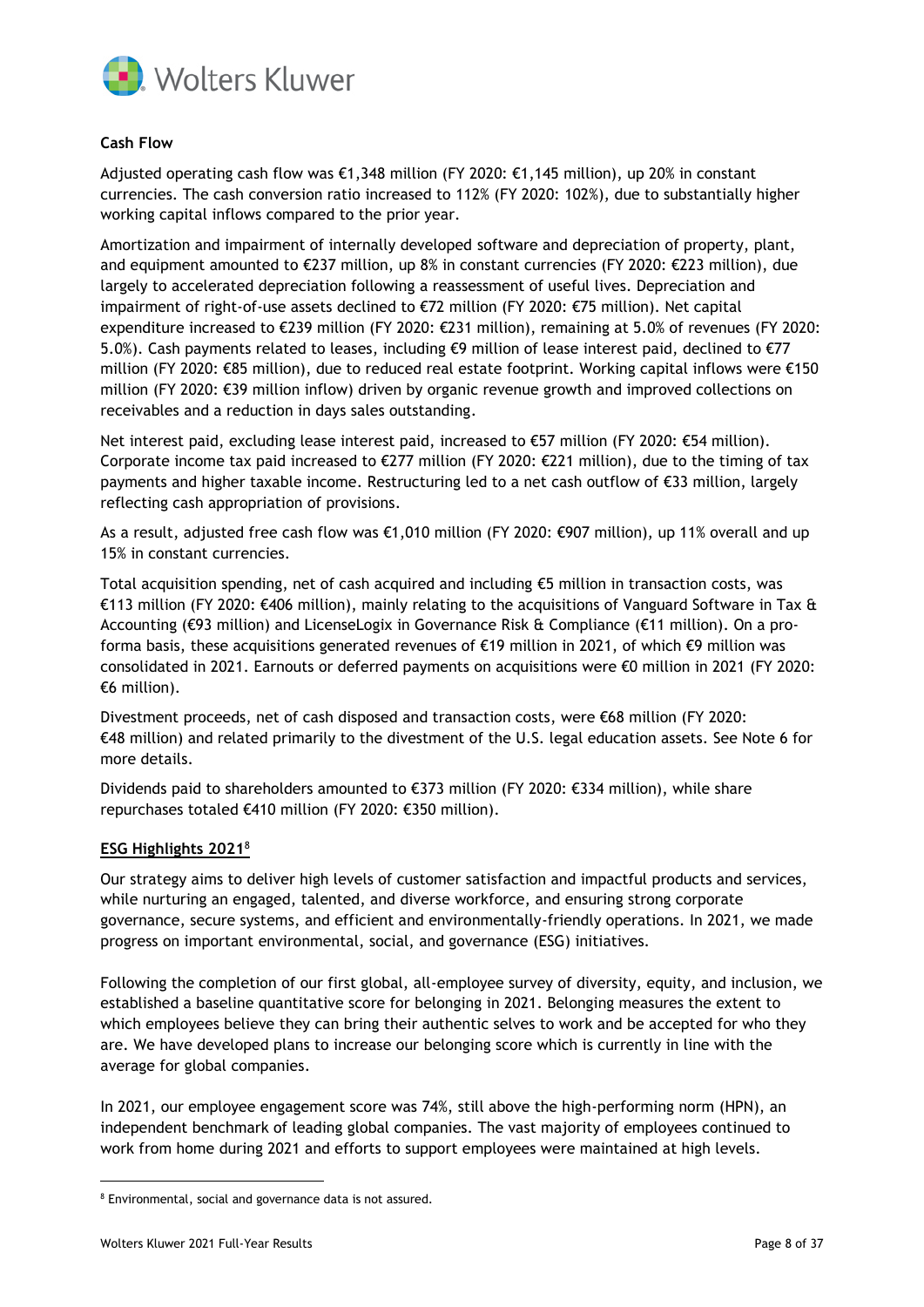### Cash Flow

Adjusted operating cash flow was €1,348 million (FY 2020: €1,145 million), up 20% in constant currencies. The cash conversion ratio increased to 112% (FY 2020: 102%), due to substantially higher working capital inflows compared to the prior year.

Amortization and impairment of internally developed software and depreciation of property, plant, and equipment amounted to €237 million, up 8% in constant currencies (FY 2020: €223 million), due largely to accelerated depreciation following a reassessment of useful lives. Depreciation and impairment of right-of-use assets declined to €72 million (FY 2020: €75 million). Net capital expenditure increased to €239 million (FY 2020: €231 million), remaining at 5.0% of revenues (FY 2020: 5.0%). Cash payments related to leases, including €9 million of lease interest paid, declined to €77 million (FY 2020: €85 million), due to reduced real estate footprint. Working capital inflows were €150 million (FY 2020: €39 million inflow) driven by organic revenue growth and improved collections on receivables and a reduction in days sales outstanding.

Net interest paid, excluding lease interest paid, increased to €57 million (FY 2020: €54 million). Corporate income tax paid increased to €277 million (FY 2020: €221 million), due to the timing of tax payments and higher taxable income. Restructuring led to a net cash outflow of €33 million, largely reflecting cash appropriation of provisions.

As a result, adjusted free cash flow was €1,010 million (FY 2020: €907 million), up 11% overall and up 15% in constant currencies.

Total acquisition spending, net of cash acquired and including €5 million in transaction costs, was €113 million (FY 2020: €406 million), mainly relating to the acquisitions of Vanguard Software in Tax & Accounting (€93 million) and LicenseLogix in Governance Risk & Compliance (€11 million). On a pro-forma basis, these acquisitions generated revenues of €19 million in 2021, of which €9 million was consolidated in 2021. Earnouts or deferred payments on acquisitions were €0 million in 2021 (FY 2020: €6 million).

Divestment proceeds, net of cash disposed and transaction costs, were €68 million (FY 2020: €48 million) and related primarily to the divestment of the U.S. legal education assets. See Note 6 for more details.

Dividends paid to shareholders amounted to €373 million (FY 2020: €334 million), while share repurchases totaled €410 million (FY 2020: €350 million).

### ESG Highlights 2021[8]

Our strategy aims to deliver high levels of customer satisfaction and impactful products and services, while nurturing an engaged, talented, and diverse workforce, and ensuring strong corporate governance, secure systems, and efficient and environmentally-friendly operations. In 2021, we made progress on important environmental, social, and governance (ESG) initiatives.

Following the completion of our first global, all-employee survey of diversity, equity, and inclusion, we established a baseline quantitative score for belonging in 2021. Belonging measures the extent to which employees believe they can bring their authentic selves to work and be accepted for who they are. We have developed plans to increase our belonging score which is currently in line with the average for global companies.

In 2021, our employee engagement score was 74%, still above the high-performing norm (HPN), an independent benchmark of leading global companies. The vast majority of employees continued to work from home during 2021 and efforts to support employees were maintained at high levels.

---

[8] Environmental, social and governance data is not assured.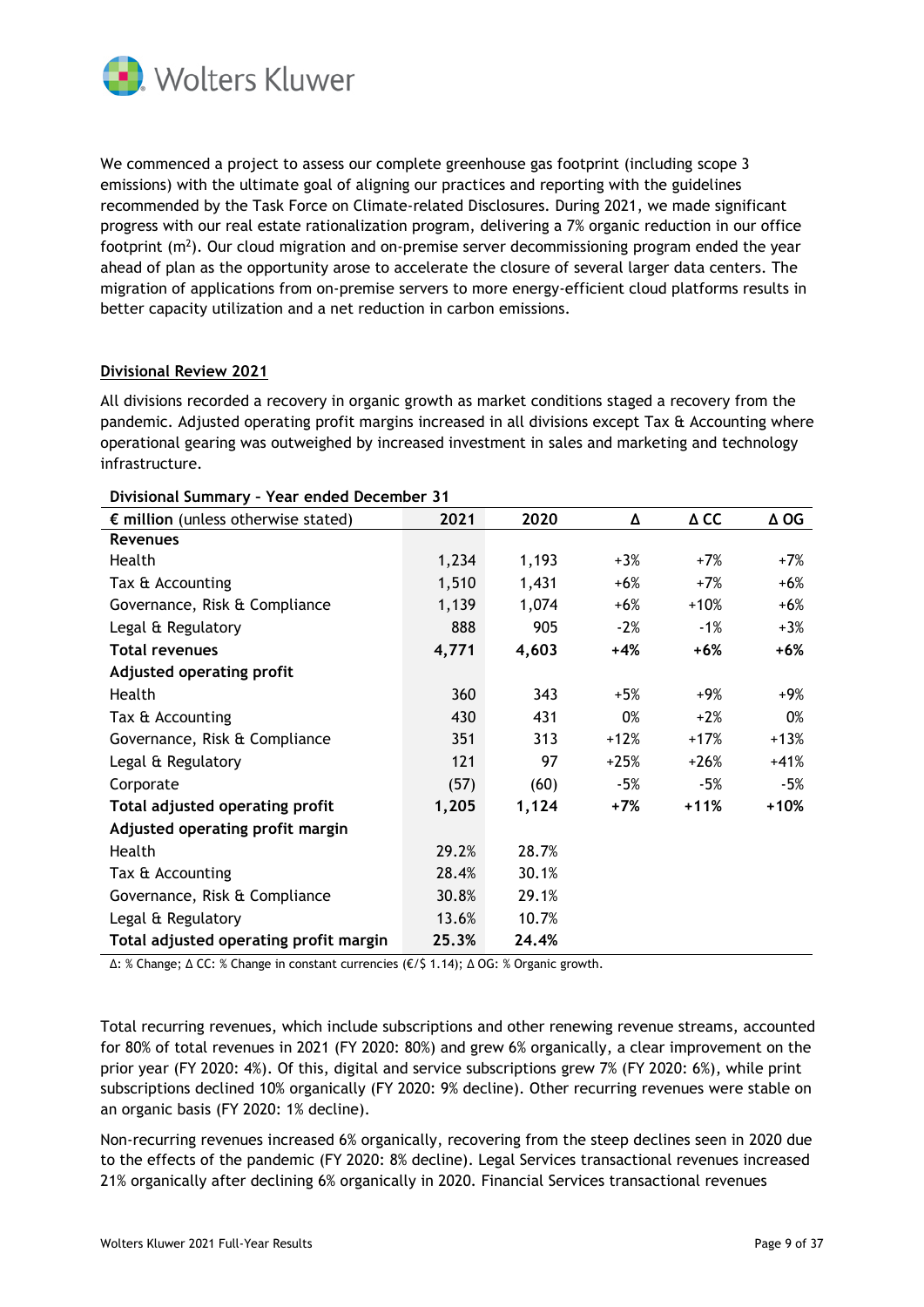We commenced a project to assess our complete greenhouse gas footprint (including scope 3 emissions) with the ultimate goal of aligning our practices and reporting with the guidelines recommended by the Task Force on Climate-related Disclosures. During 2021, we made significant progress with our real estate rationalization program, delivering a 7% organic reduction in our office footprint ($m^2$). Our cloud migration and on-premise server decommissioning program ended the year ahead of plan as the opportunity arose to accelerate the closure of several larger data centers. The migration of applications from on-premise servers to more energy-efficient cloud platforms results in better capacity utilization and a net reduction in carbon emissions.

**Divisional Review 2021**

All divisions recorded a recovery in organic growth as market conditions staged a recovery from the pandemic. Adjusted operating profit margins increased in all divisions except Tax & Accounting where operational gearing was outweighed by increased investment in sales and marketing and technology infrastructure.

**Divisional Summary – Year ended December 31**

| **€ million** (unless otherwise stated) | 2021 | 2020 | Δ | Δ CC | Δ OG |
|---|---|---|---|---|---|
| **Revenues** | | | | | |
| Health | 1,234 | 1,193 | +3% | +7% | +7% |
| Tax & Accounting | 1,510 | 1,431 | +6% | +7% | +6% |
| Governance, Risk & Compliance | 1,139 | 1,074 | +6% | +10% | +6% |
| Legal & Regulatory | 888 | 905 | -2% | -1% | +3% |
| **Total revenues** | **4,771** | **4,603** | **+4%** | **+6%** | **+6%** |
| **Adjusted operating profit** | | | | | |
| Health | 360 | 343 | +5% | +9% | +9% |
| Tax & Accounting | 430 | 431 | 0% | +2% | 0% |
| Governance, Risk & Compliance | 351 | 313 | +12% | +17% | +13% |
| Legal & Regulatory | 121 | 97 | +25% | +26% | +41% |
| Corporate | (57) | (60) | -5% | -5% | -5% |
| **Total adjusted operating profit** | **1,205** | **1,124** | **+7%** | **+11%** | **+10%** |
| **Adjusted operating profit margin** | | | | | |
| Health | 29.2% | 28.7% | | | |
| Tax & Accounting | 28.4% | 30.1% | | | |
| Governance, Risk & Compliance | 30.8% | 29.1% | | | |
| Legal & Regulatory | 13.6% | 10.7% | | | |
| **Total adjusted operating profit margin** | **25.3%** | **24.4%** | | | |

Δ: % Change; Δ CC: % Change in constant currencies (€/$ 1.14); Δ OG: % Organic growth.

Total recurring revenues, which include subscriptions and other renewing revenue streams, accounted for 80% of total revenues in 2021 (FY 2020: 80%) and grew 6% organically, a clear improvement on the prior year (FY 2020: 4%). Of this, digital and service subscriptions grew 7% (FY 2020: 6%), while print subscriptions declined 10% organically (FY 2020: 9% decline). Other recurring revenues were stable on an organic basis (FY 2020: 1% decline).

Non-recurring revenues increased 6% organically, recovering from the steep declines seen in 2020 due to the effects of the pandemic (FY 2020: 8% decline). Legal Services transactional revenues increased 21% organically after declining 6% organically in 2020. Financial Services transactional revenues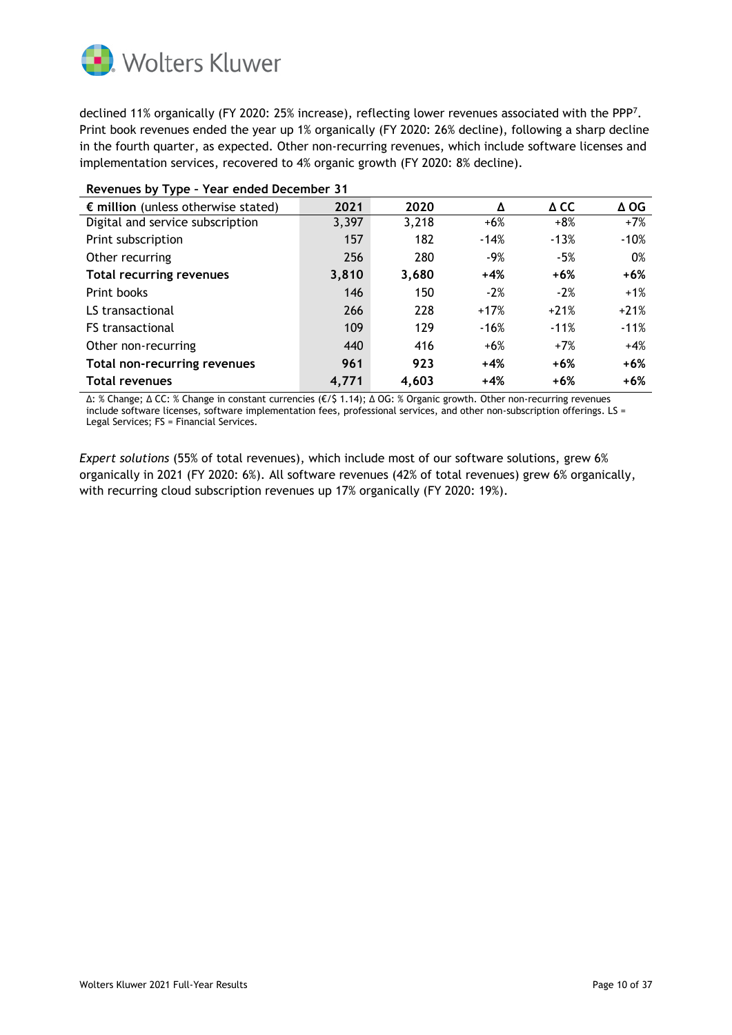declined 11% organically (FY 2020: 25% increase), reflecting lower revenues associated with the PPP[7]. Print book revenues ended the year up 1% organically (FY 2020: 26% decline), following a sharp decline in the fourth quarter, as expected. Other non-recurring revenues, which include software licenses and implementation services, recovered to 4% organic growth (FY 2020: 8% decline).

**Revenues by Type – Year ended December 31**

| **€ million** (unless otherwise stated) | **2021** | **2020** | **Δ** | **Δ CC** | **Δ OG** |
|---|---|---|---|---|---|
| Digital and service subscription | 3,397 | 3,218 | +6% | +8% | +7% |
| Print subscription | 157 | 182 | -14% | -13% | -10% |
| Other recurring | 256 | 280 | -9% | -5% | 0% |
| **Total recurring revenues** | **3,810** | **3,680** | **+4%** | **+6%** | **+6%** |
| Print books | 146 | 150 | -2% | -2% | +1% |
| LS transactional | 266 | 228 | +17% | +21% | +21% |
| FS transactional | 109 | 129 | -16% | -11% | -11% |
| Other non-recurring | 440 | 416 | +6% | +7% | +4% |
| **Total non-recurring revenues** | **961** | **923** | **+4%** | **+6%** | **+6%** |
| **Total revenues** | **4,771** | **4,603** | **+4%** | **+6%** | **+6%** |

Δ: % Change; Δ CC: % Change in constant currencies (€/$ 1.14); Δ OG: % Organic growth. Other non-recurring revenues include software licenses, software implementation fees, professional services, and other non-subscription offerings. LS = Legal Services; FS = Financial Services.

*Expert solutions* (55% of total revenues), which include most of our software solutions, grew 6% organically in 2021 (FY 2020: 6%). All software revenues (42% of total revenues) grew 6% organically, with recurring cloud subscription revenues up 17% organically (FY 2020: 19%).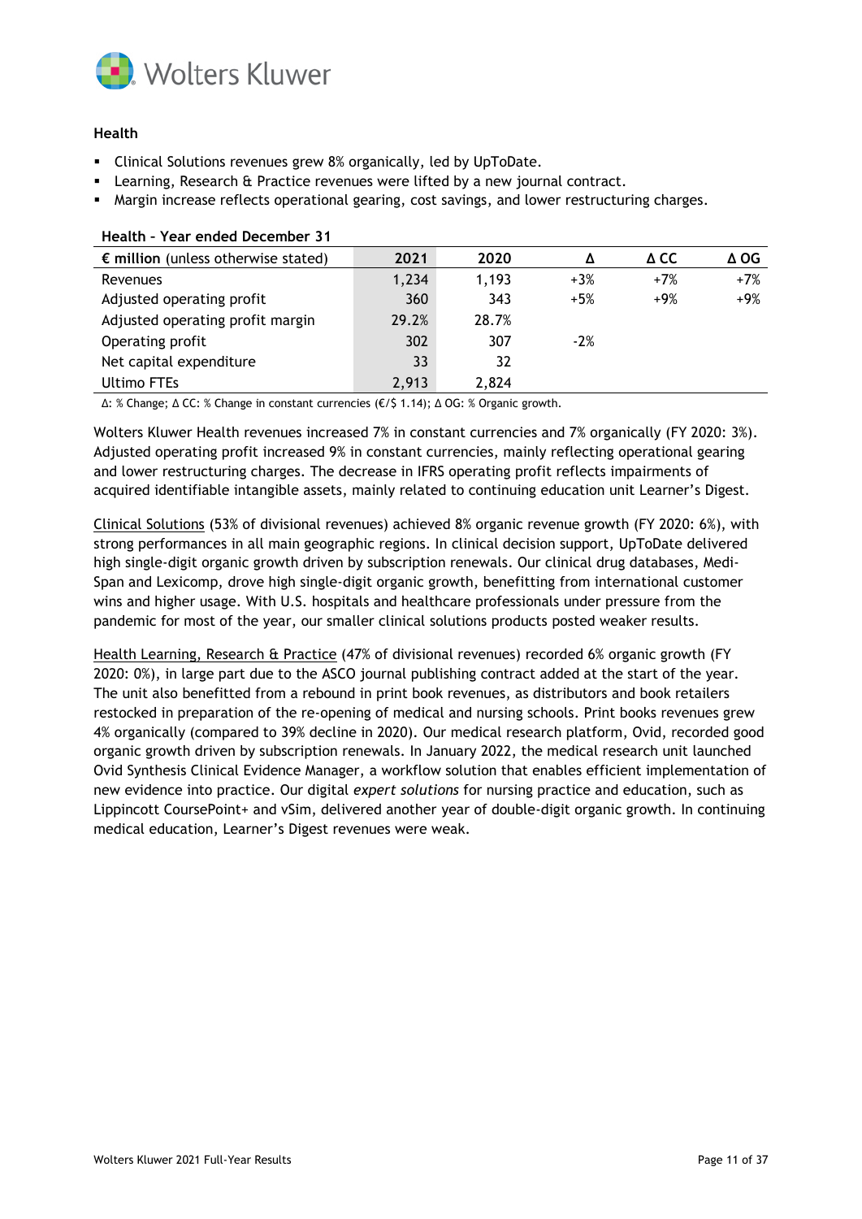### Health

- Clinical Solutions revenues grew 8% organically, led by UpToDate.
- Learning, Research & Practice revenues were lifted by a new journal contract.
- Margin increase reflects operational gearing, cost savings, and lower restructuring charges.

**Health – Year ended December 31**

| **€ million** (unless otherwise stated) | 2021 | 2020 | Δ | Δ CC | Δ OG |
|---|---|---|---|---|---|
| Revenues | 1,234 | 1,193 | +3% | +7% | +7% |
| Adjusted operating profit | 360 | 343 | +5% | +9% | +9% |
| Adjusted operating profit margin | 29.2% | 28.7% | | | |
| Operating profit | 302 | 307 | -2% | | |
| Net capital expenditure | 33 | 32 | | | |
| Ultimo FTEs | 2,913 | 2,824 | | | |

Δ: % Change; Δ CC: % Change in constant currencies (€/$ 1.14); Δ OG: % Organic growth.

Wolters Kluwer Health revenues increased 7% in constant currencies and 7% organically (FY 2020: 3%). Adjusted operating profit increased 9% in constant currencies, mainly reflecting operational gearing and lower restructuring charges. The decrease in IFRS operating profit reflects impairments of acquired identifiable intangible assets, mainly related to continuing education unit Learner's Digest.

Clinical Solutions (53% of divisional revenues) achieved 8% organic revenue growth (FY 2020: 6%), with strong performances in all main geographic regions. In clinical decision support, UpToDate delivered high single-digit organic growth driven by subscription renewals. Our clinical drug databases, Medi-Span and Lexicomp, drove high single-digit organic growth, benefitting from international customer wins and higher usage. With U.S. hospitals and healthcare professionals under pressure from the pandemic for most of the year, our smaller clinical solutions products posted weaker results.

Health Learning, Research & Practice (47% of divisional revenues) recorded 6% organic growth (FY 2020: 0%), in large part due to the ASCO journal publishing contract added at the start of the year. The unit also benefitted from a rebound in print book revenues, as distributors and book retailers restocked in preparation of the re-opening of medical and nursing schools. Print books revenues grew 4% organically (compared to 39% decline in 2020). Our medical research platform, Ovid, recorded good organic growth driven by subscription renewals. In January 2022, the medical research unit launched Ovid Synthesis Clinical Evidence Manager, a workflow solution that enables efficient implementation of new evidence into practice. Our digital *expert solutions* for nursing practice and education, such as Lippincott CoursePoint+ and vSim, delivered another year of double-digit organic growth. In continuing medical education, Learner's Digest revenues were weak.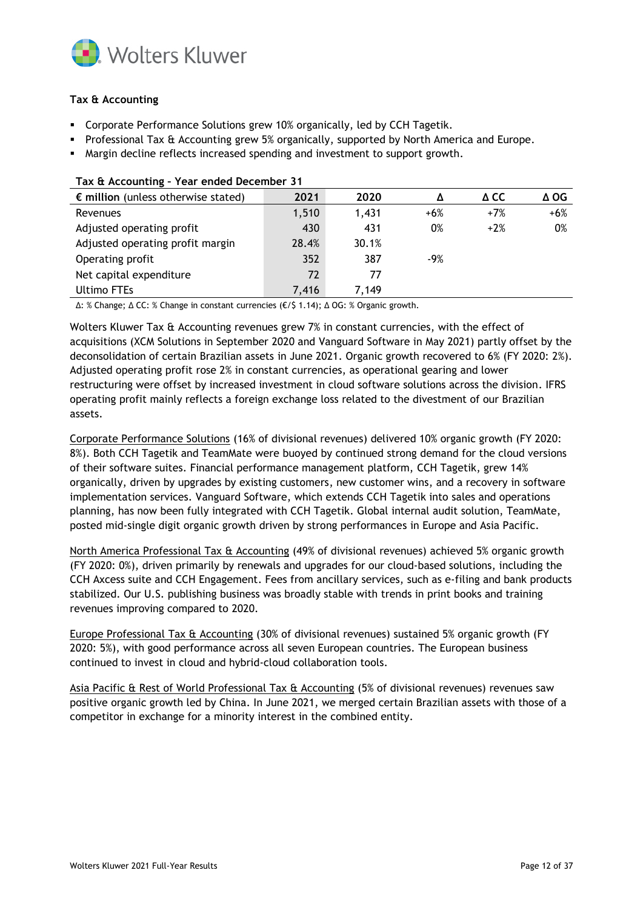## Tax & Accounting

- Corporate Performance Solutions grew 10% organically, led by CCH Tagetik.
- Professional Tax & Accounting grew 5% organically, supported by North America and Europe.
- Margin decline reflects increased spending and investment to support growth.

**Tax & Accounting – Year ended December 31**

| **€ million** (unless otherwise stated) | 2021 | 2020 | Δ | Δ CC | Δ OG |
|---|---|---|---|---|---|
| Revenues | 1,510 | 1,431 | +6% | +7% | +6% |
| Adjusted operating profit | 430 | 431 | 0% | +2% | 0% |
| Adjusted operating profit margin | 28.4% | 30.1% | | | |
| Operating profit | 352 | 387 | -9% | | |
| Net capital expenditure | 72 | 77 | | | |
| Ultimo FTEs | 7,416 | 7,149 | | | |

Δ: % Change; Δ CC: % Change in constant currencies (€/$ 1.14); Δ OG: % Organic growth.

Wolters Kluwer Tax & Accounting revenues grew 7% in constant currencies, with the effect of acquisitions (XCM Solutions in September 2020 and Vanguard Software in May 2021) partly offset by the deconsolidation of certain Brazilian assets in June 2021. Organic growth recovered to 6% (FY 2020: 2%). Adjusted operating profit rose 2% in constant currencies, as operational gearing and lower restructuring were offset by increased investment in cloud software solutions across the division. IFRS operating profit mainly reflects a foreign exchange loss related to the divestment of our Brazilian assets.

Corporate Performance Solutions (16% of divisional revenues) delivered 10% organic growth (FY 2020: 8%). Both CCH Tagetik and TeamMate were buoyed by continued strong demand for the cloud versions of their software suites. Financial performance management platform, CCH Tagetik, grew 14% organically, driven by upgrades by existing customers, new customer wins, and a recovery in software implementation services. Vanguard Software, which extends CCH Tagetik into sales and operations planning, has now been fully integrated with CCH Tagetik. Global internal audit solution, TeamMate, posted mid-single digit organic growth driven by strong performances in Europe and Asia Pacific.

North America Professional Tax & Accounting (49% of divisional revenues) achieved 5% organic growth (FY 2020: 0%), driven primarily by renewals and upgrades for our cloud-based solutions, including the CCH Axcess suite and CCH Engagement. Fees from ancillary services, such as e-filing and bank products stabilized. Our U.S. publishing business was broadly stable with trends in print books and training revenues improving compared to 2020.

Europe Professional Tax & Accounting (30% of divisional revenues) sustained 5% organic growth (FY 2020: 5%), with good performance across all seven European countries. The European business continued to invest in cloud and hybrid-cloud collaboration tools.

Asia Pacific & Rest of World Professional Tax & Accounting (5% of divisional revenues) revenues saw positive organic growth led by China. In June 2021, we merged certain Brazilian assets with those of a competitor in exchange for a minority interest in the combined entity.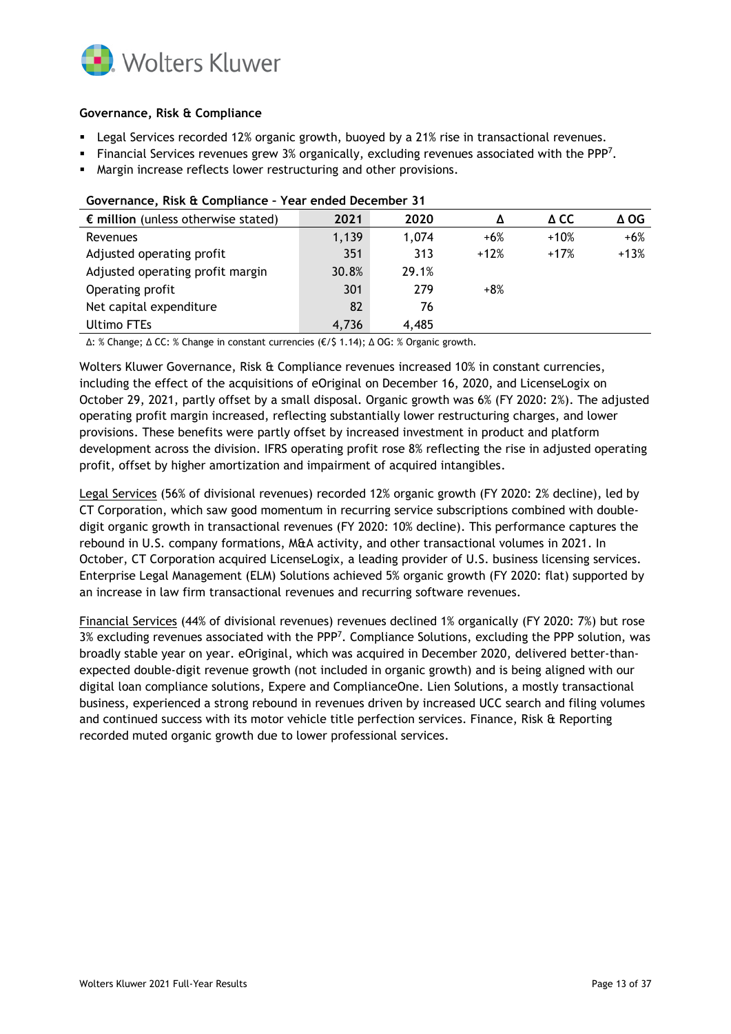### Governance, Risk & Compliance

- Legal Services recorded 12% organic growth, buoyed by a 21% rise in transactional revenues.
- Financial Services revenues grew 3% organically, excluding revenues associated with the PPP[7].
- Margin increase reflects lower restructuring and other provisions.

**Governance, Risk & Compliance – Year ended December 31**

| **€ million** (unless otherwise stated) | **2021** | **2020** | **Δ** | **Δ CC** | **Δ OG** |
|---|---|---|---|---|---|
| Revenues | 1,139 | 1,074 | +6% | +10% | +6% |
| Adjusted operating profit | 351 | 313 | +12% | +17% | +13% |
| Adjusted operating profit margin | 30.8% | 29.1% | | | |
| Operating profit | 301 | 279 | +8% | | |
| Net capital expenditure | 82 | 76 | | | |
| Ultimo FTEs | 4,736 | 4,485 | | | |

Δ: % Change; Δ CC: % Change in constant currencies (€/$ 1.14); Δ OG: % Organic growth.

Wolters Kluwer Governance, Risk & Compliance revenues increased 10% in constant currencies, including the effect of the acquisitions of eOriginal on December 16, 2020, and LicenseLogix on October 29, 2021, partly offset by a small disposal. Organic growth was 6% (FY 2020: 2%). The adjusted operating profit margin increased, reflecting substantially lower restructuring charges, and lower provisions. These benefits were partly offset by increased investment in product and platform development across the division. IFRS operating profit rose 8% reflecting the rise in adjusted operating profit, offset by higher amortization and impairment of acquired intangibles.

Legal Services (56% of divisional revenues) recorded 12% organic growth (FY 2020: 2% decline), led by CT Corporation, which saw good momentum in recurring service subscriptions combined with double-digit organic growth in transactional revenues (FY 2020: 10% decline). This performance captures the rebound in U.S. company formations, M&A activity, and other transactional volumes in 2021. In October, CT Corporation acquired LicenseLogix, a leading provider of U.S. business licensing services. Enterprise Legal Management (ELM) Solutions achieved 5% organic growth (FY 2020: flat) supported by an increase in law firm transactional revenues and recurring software revenues.

Financial Services (44% of divisional revenues) revenues declined 1% organically (FY 2020: 7%) but rose 3% excluding revenues associated with the PPP[7]. Compliance Solutions, excluding the PPP solution, was broadly stable year on year. eOriginal, which was acquired in December 2020, delivered better-than-expected double-digit revenue growth (not included in organic growth) and is being aligned with our digital loan compliance solutions, Expere and ComplianceOne. Lien Solutions, a mostly transactional business, experienced a strong rebound in revenues driven by increased UCC search and filing volumes and continued success with its motor vehicle title perfection services. Finance, Risk & Reporting recorded muted organic growth due to lower professional services.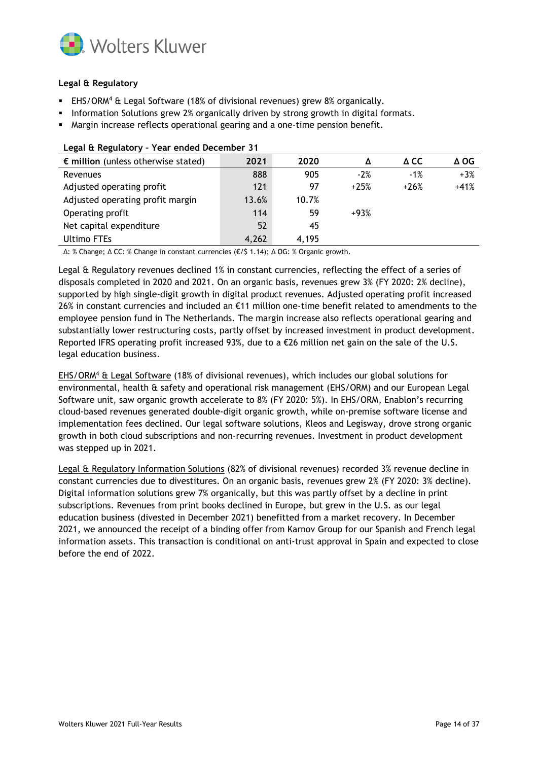### Legal & Regulatory

- EHS/ORM[4] & Legal Software (18% of divisional revenues) grew 8% organically.
- Information Solutions grew 2% organically driven by strong growth in digital formats.
- Margin increase reflects operational gearing and a one-time pension benefit.

**Legal & Regulatory – Year ended December 31**

| **€ million** (unless otherwise stated) | 2021 | 2020 | Δ | Δ CC | Δ OG |
|---|---|---|---|---|---|
| Revenues | 888 | 905 | -2% | -1% | +3% |
| Adjusted operating profit | 121 | 97 | +25% | +26% | +41% |
| Adjusted operating profit margin | 13.6% | 10.7% | | | |
| Operating profit | 114 | 59 | +93% | | |
| Net capital expenditure | 52 | 45 | | | |
| Ultimo FTEs | 4,262 | 4,195 | | | |

Δ: % Change; Δ CC: % Change in constant currencies (€/$ 1.14); Δ OG: % Organic growth.

Legal & Regulatory revenues declined 1% in constant currencies, reflecting the effect of a series of disposals completed in 2020 and 2021. On an organic basis, revenues grew 3% (FY 2020: 2% decline), supported by high single-digit growth in digital product revenues. Adjusted operating profit increased 26% in constant currencies and included an €11 million one-time benefit related to amendments to the employee pension fund in The Netherlands. The margin increase also reflects operational gearing and substantially lower restructuring costs, partly offset by increased investment in product development. Reported IFRS operating profit increased 93%, due to a €26 million net gain on the sale of the U.S. legal education business.

EHS/ORM[4] & Legal Software (18% of divisional revenues), which includes our global solutions for environmental, health & safety and operational risk management (EHS/ORM) and our European Legal Software unit, saw organic growth accelerate to 8% (FY 2020: 5%). In EHS/ORM, Enablon's recurring cloud-based revenues generated double-digit organic growth, while on-premise software license and implementation fees declined. Our legal software solutions, Kleos and Legisway, drove strong organic growth in both cloud subscriptions and non-recurring revenues. Investment in product development was stepped up in 2021.

Legal & Regulatory Information Solutions (82% of divisional revenues) recorded 3% revenue decline in constant currencies due to divestitures. On an organic basis, revenues grew 2% (FY 2020: 3% decline). Digital information solutions grew 7% organically, but this was partly offset by a decline in print subscriptions. Revenues from print books declined in Europe, but grew in the U.S. as our legal education business (divested in December 2021) benefitted from a market recovery. In December 2021, we announced the receipt of a binding offer from Karnov Group for our Spanish and French legal information assets. This transaction is conditional on anti-trust approval in Spain and expected to close before the end of 2022.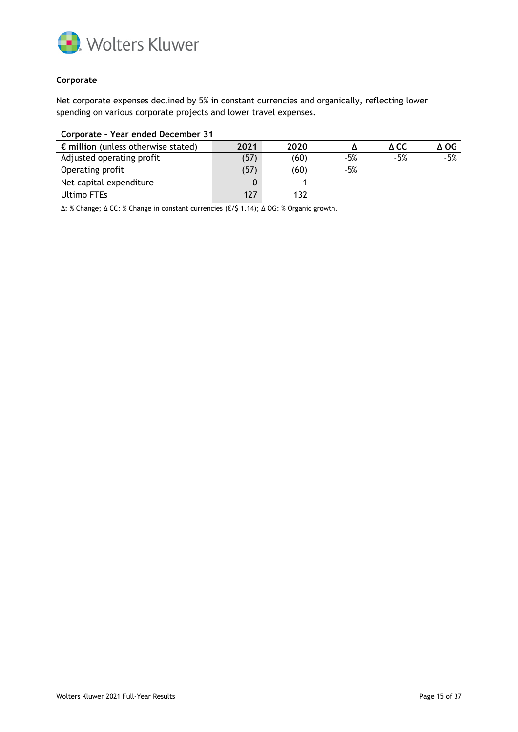### Corporate

Net corporate expenses declined by 5% in constant currencies and organically, reflecting lower spending on various corporate projects and lower travel expenses.

**Corporate – Year ended December 31**

| **€ million** (unless otherwise stated) | **2021** | **2020** | **Δ** | **Δ CC** | **Δ OG** |
|---|---|---|---|---|---|
| Adjusted operating profit | (57) | (60) | -5% | -5% | -5% |
| Operating profit | (57) | (60) | -5% | | |
| Net capital expenditure | 0 | 1 | | | |
| Ultimo FTEs | 127 | 132 | | | |

Δ: % Change; Δ CC: % Change in constant currencies (€/$ 1.14); Δ OG: % Organic growth.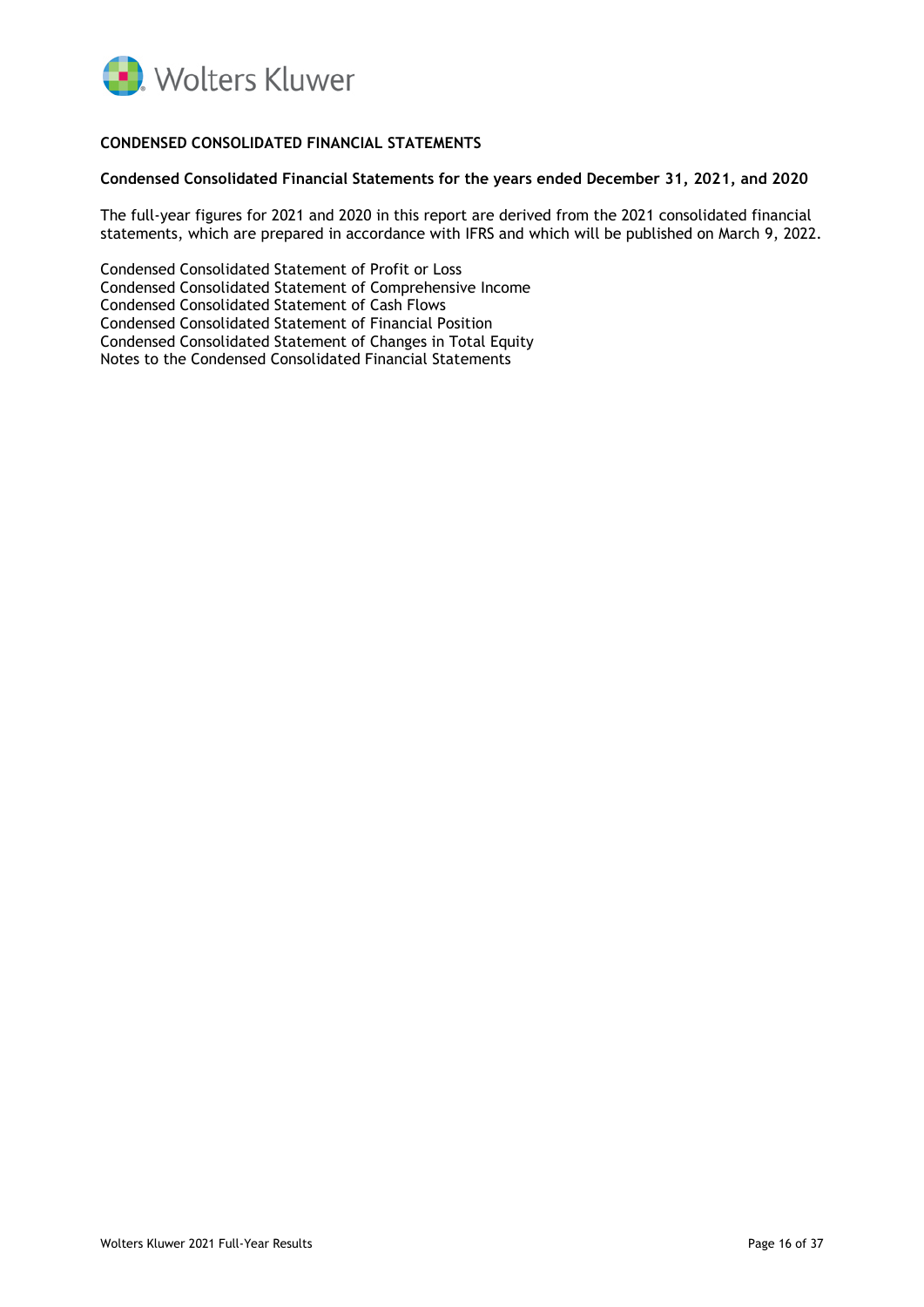## CONDENSED CONSOLIDATED FINANCIAL STATEMENTS

### Condensed Consolidated Financial Statements for the years ended December 31, 2021, and 2020

The full-year figures for 2021 and 2020 in this report are derived from the 2021 consolidated financial statements, which are prepared in accordance with IFRS and which will be published on March 9, 2022.

Condensed Consolidated Statement of Profit or Loss
Condensed Consolidated Statement of Comprehensive Income
Condensed Consolidated Statement of Cash Flows
Condensed Consolidated Statement of Financial Position
Condensed Consolidated Statement of Changes in Total Equity
Notes to the Condensed Consolidated Financial Statements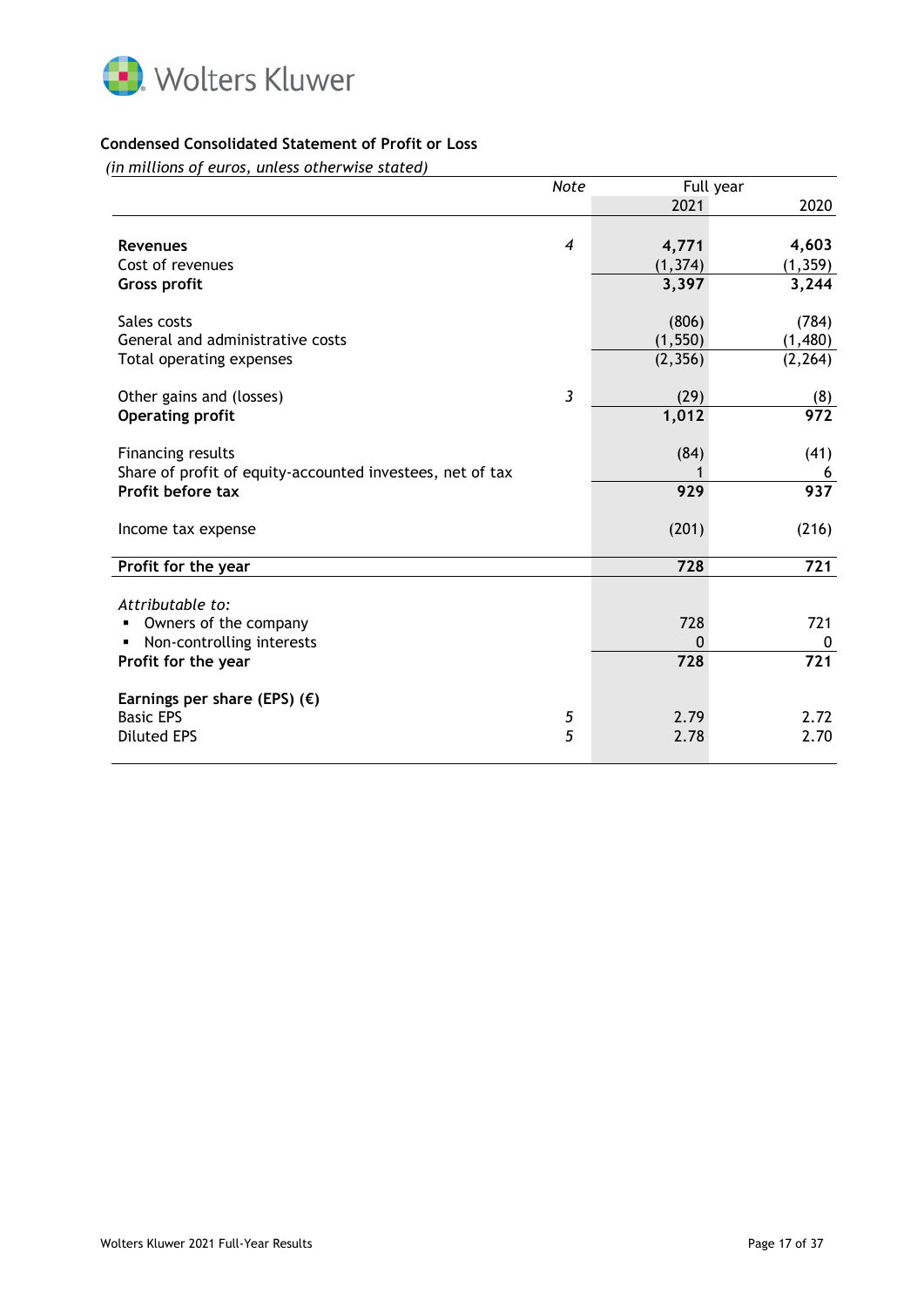### Condensed Consolidated Statement of Profit or Loss

*(in millions of euros, unless otherwise stated)*

| | *Note* | Full year 2021 | Full year 2020 |
|---|---|---|---|
| **Revenues** | *4* | **4,771** | **4,603** |
| Cost of revenues | | (1,374) | (1,359) |
| **Gross profit** | | **3,397** | **3,244** |
| | | | |
| Sales costs | | (806) | (784) |
| General and administrative costs | | (1,550) | (1,480) |
| Total operating expenses | | (2,356) | (2,264) |
| | | | |
| Other gains and (losses) | *3* | (29) | (8) |
| **Operating profit** | | **1,012** | **972** |
| | | | |
| Financing results | | (84) | (41) |
| Share of profit of equity-accounted investees, net of tax | | 1 | 6 |
| **Profit before tax** | | **929** | **937** |
| | | | |
| Income tax expense | | (201) | (216) |
| | | | |
| **Profit for the year** | | **728** | **721** |
| | | | |
| *Attributable to:* | | | |
| ▪ Owners of the company | | 728 | 721 |
| ▪ Non-controlling interests | | 0 | 0 |
| **Profit for the year** | | **728** | **721** |
| | | | |
| **Earnings per share (EPS) (€)** | | | |
| Basic EPS | *5* | 2.79 | 2.72 |
| Diluted EPS | *5* | 2.78 | 2.70 |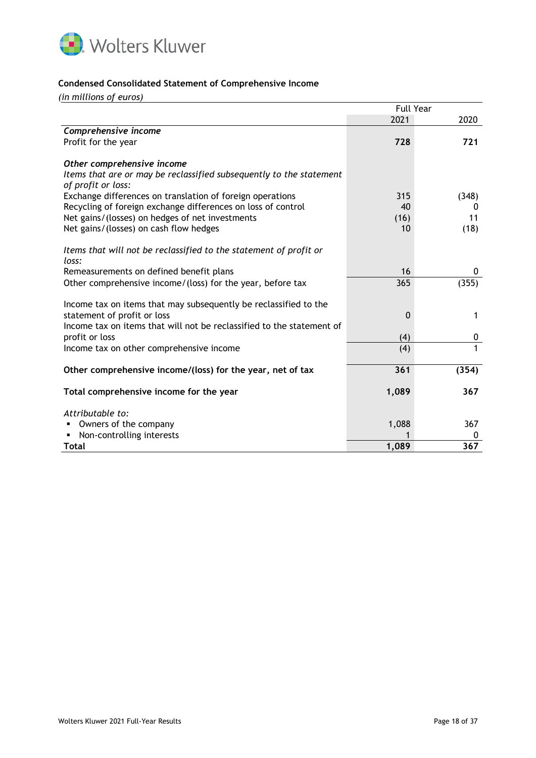### Condensed Consolidated Statement of Comprehensive Income

*(in millions of euros)*

| | Full Year | |
|---|---|---|
| | 2021 | 2020 |
| ***Comprehensive income*** | | |
| Profit for the year | **728** | **721** |
| | | |
| ***Other comprehensive income*** | | |
| *Items that are or may be reclassified subsequently to the statement of profit or loss:* | | |
| Exchange differences on translation of foreign operations | 315 | (348) |
| Recycling of foreign exchange differences on loss of control | 40 | 0 |
| Net gains/(losses) on hedges of net investments | (16) | 11 |
| Net gains/(losses) on cash flow hedges | 10 | (18) |
| | | |
| *Items that will not be reclassified to the statement of profit or loss:* | | |
| Remeasurements on defined benefit plans | 16 | 0 |
| Other comprehensive income/(loss) for the year, before tax | 365 | (355) |
| | | |
| Income tax on items that may subsequently be reclassified to the statement of profit or loss | 0 | 1 |
| Income tax on items that will not be reclassified to the statement of profit or loss | (4) | 0 |
| Income tax on other comprehensive income | (4) | 1 |
| | | |
| **Other comprehensive income/(loss) for the year, net of tax** | **361** | **(354)** |
| | | |
| **Total comprehensive income for the year** | **1,089** | **367** |
| | | |
| *Attributable to:* | | |
| ▪ Owners of the company | 1,088 | 367 |
| ▪ Non-controlling interests | 1 | 0 |
| **Total** | **1,089** | **367** |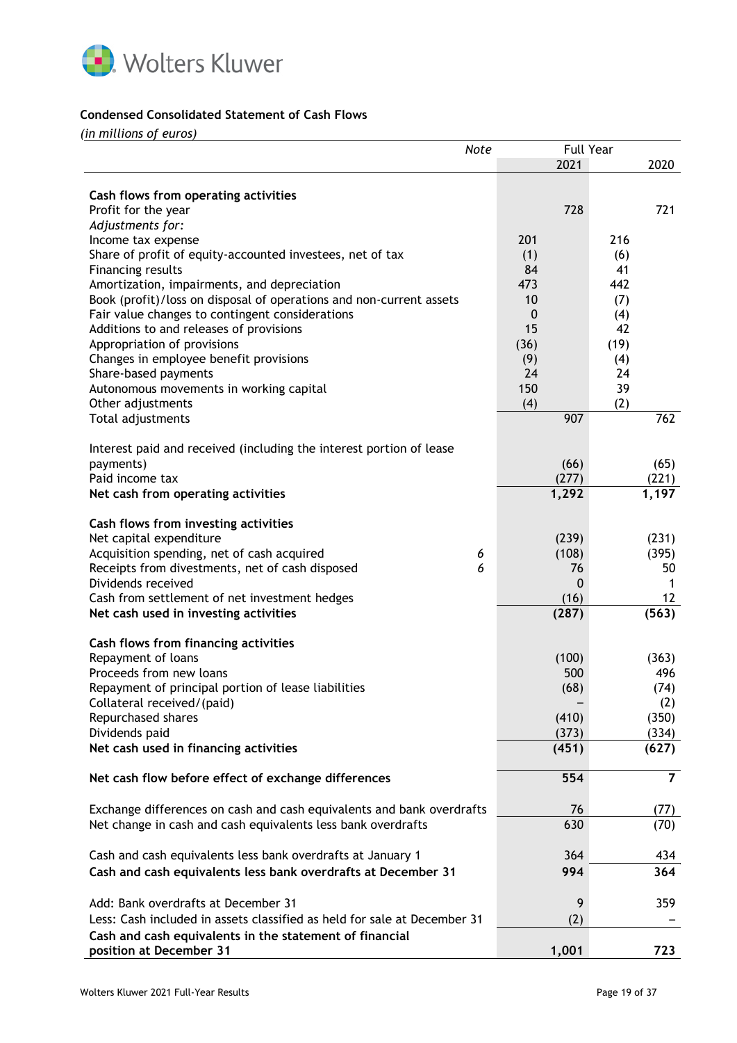**Condensed Consolidated Statement of Cash Flows**

*(in millions of euros)*

| | *Note* | Full Year | | | |
|---|---|---|---|---|---|
| | | 2021 | | 2020 | |
| **Cash flows from operating activities** | | | | | |
| Profit for the year | | | 728 | | 721 |
| *Adjustments for:* | | | | | |
| Income tax expense | | 201 | | 216 | |
| Share of profit of equity-accounted investees, net of tax | | (1) | | (6) | |
| Financing results | | 84 | | 41 | |
| Amortization, impairments, and depreciation | | 473 | | 442 | |
| Book (profit)/loss on disposal of operations and non-current assets | | 10 | | (7) | |
| Fair value changes to contingent considerations | | 0 | | (4) | |
| Additions to and releases of provisions | | 15 | | 42 | |
| Appropriation of provisions | | (36) | | (19) | |
| Changes in employee benefit provisions | | (9) | | (4) | |
| Share-based payments | | 24 | | 24 | |
| Autonomous movements in working capital | | 150 | | 39 | |
| Other adjustments | | (4) | | (2) | |
| Total adjustments | | | 907 | | 762 |
| Interest paid and received (including the interest portion of lease payments) | | | (66) | | (65) |
| Paid income tax | | | (277) | | (221) |
| **Net cash from operating activities** | | | **1,292** | | **1,197** |
| **Cash flows from investing activities** | | | | | |
| Net capital expenditure | | | (239) | | (231) |
| Acquisition spending, net of cash acquired | *6* | | (108) | | (395) |
| Receipts from divestments, net of cash disposed | *6* | | 76 | | 50 |
| Dividends received | | | 0 | | 1 |
| Cash from settlement of net investment hedges | | | (16) | | 12 |
| **Net cash used in investing activities** | | | **(287)** | | **(563)** |
| **Cash flows from financing activities** | | | | | |
| Repayment of loans | | | (100) | | (363) |
| Proceeds from new loans | | | 500 | | 496 |
| Repayment of principal portion of lease liabilities | | | (68) | | (74) |
| Collateral received/(paid) | | | – | | (2) |
| Repurchased shares | | | (410) | | (350) |
| Dividends paid | | | (373) | | (334) |
| **Net cash used in financing activities** | | | **(451)** | | **(627)** |
| **Net cash flow before effect of exchange differences** | | | **554** | | **7** |
| Exchange differences on cash and cash equivalents and bank overdrafts | | | 76 | | (77) |
| Net change in cash and cash equivalents less bank overdrafts | | | 630 | | (70) |
| Cash and cash equivalents less bank overdrafts at January 1 | | | 364 | | 434 |
| **Cash and cash equivalents less bank overdrafts at December 31** | | | **994** | | **364** |
| Add: Bank overdrafts at December 31 | | | 9 | | 359 |
| Less: Cash included in assets classified as held for sale at December 31 | | | (2) | | – |
| **Cash and cash equivalents in the statement of financial position at December 31** | | | **1,001** | | **723** |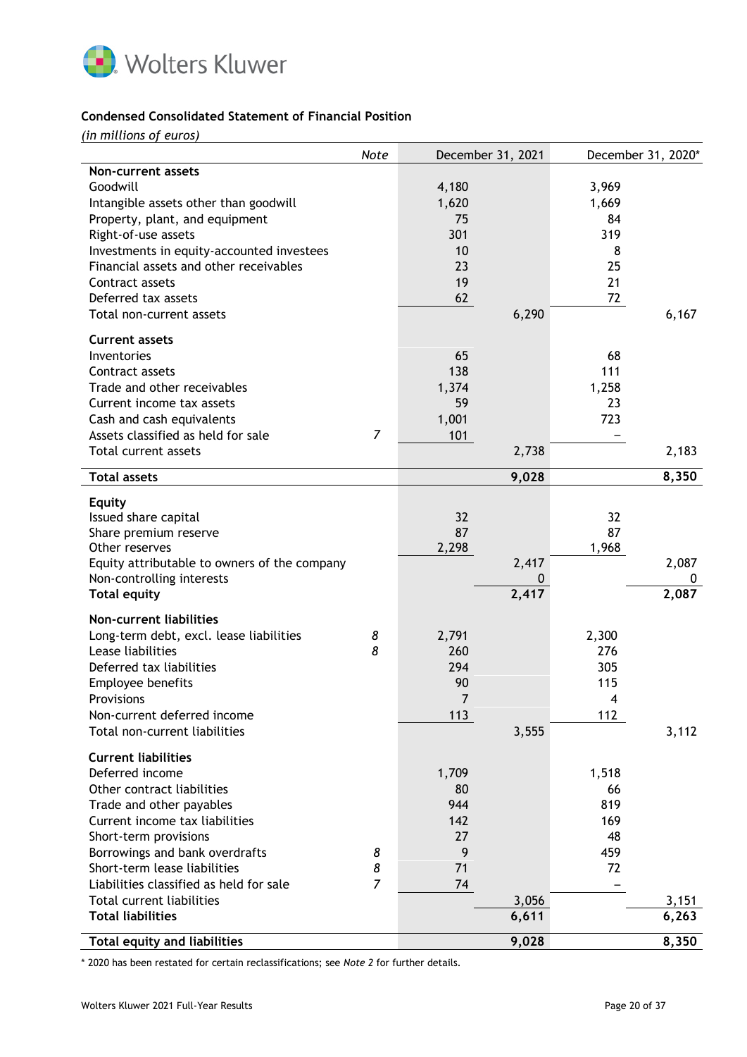## Condensed Consolidated Statement of Financial Position

*(in millions of euros)*

| | *Note* | December 31, 2021 | | December 31, 2020* | |
|---|---|---|---|---|---|
| **Non-current assets** | | | | | |
| Goodwill | | 4,180 | | 3,969 | |
| Intangible assets other than goodwill | | 1,620 | | 1,669 | |
| Property, plant, and equipment | | 75 | | 84 | |
| Right-of-use assets | | 301 | | 319 | |
| Investments in equity-accounted investees | | 10 | | 8 | |
| Financial assets and other receivables | | 23 | | 25 | |
| Contract assets | | 19 | | 21 | |
| Deferred tax assets | | 62 | | 72 | |
| Total non-current assets | | | 6,290 | | 6,167 |
| **Current assets** | | | | | |
| Inventories | | 65 | | 68 | |
| Contract assets | | 138 | | 111 | |
| Trade and other receivables | | 1,374 | | 1,258 | |
| Current income tax assets | | 59 | | 23 | |
| Cash and cash equivalents | | 1,001 | | 723 | |
| Assets classified as held for sale | *7* | 101 | | – | |
| Total current assets | | | 2,738 | | 2,183 |
| **Total assets** | | | **9,028** | | **8,350** |
| **Equity** | | | | | |
| Issued share capital | | 32 | | 32 | |
| Share premium reserve | | 87 | | 87 | |
| Other reserves | | 2,298 | | 1,968 | |
| Equity attributable to owners of the company | | | 2,417 | | 2,087 |
| Non-controlling interests | | | 0 | | 0 |
| **Total equity** | | | **2,417** | | **2,087** |
| **Non-current liabilities** | | | | | |
| Long-term debt, excl. lease liabilities | *8* | 2,791 | | 2,300 | |
| Lease liabilities | *8* | 260 | | 276 | |
| Deferred tax liabilities | | 294 | | 305 | |
| Employee benefits | | 90 | | 115 | |
| Provisions | | 7 | | 4 | |
| Non-current deferred income | | 113 | | 112 | |
| Total non-current liabilities | | | 3,555 | | 3,112 |
| **Current liabilities** | | | | | |
| Deferred income | | 1,709 | | 1,518 | |
| Other contract liabilities | | 80 | | 66 | |
| Trade and other payables | | 944 | | 819 | |
| Current income tax liabilities | | 142 | | 169 | |
| Short-term provisions | | 27 | | 48 | |
| Borrowings and bank overdrafts | *8* | 9 | | 459 | |
| Short-term lease liabilities | *8* | 71 | | 72 | |
| Liabilities classified as held for sale | *7* | 74 | | – | |
| Total current liabilities | | | 3,056 | | 3,151 |
| **Total liabilities** | | | **6,611** | | **6,263** |
| **Total equity and liabilities** | | | **9,028** | | **8,350** |

\* 2020 has been restated for certain reclassifications; see *Note 2* for further details.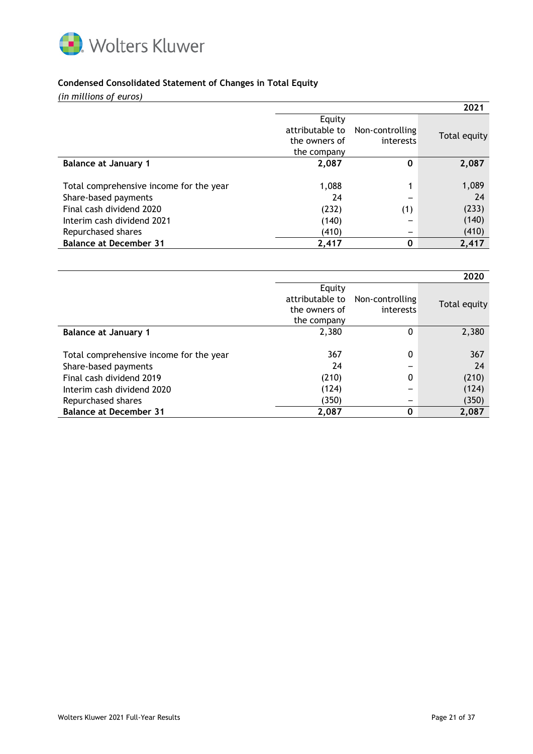**Condensed Consolidated Statement of Changes in Total Equity**

*(in millions of euros)*

| | | | 2021 |
|---|---|---|---|
| | Equity attributable to the owners of the company | Non-controlling interests | Total equity |
| **Balance at January 1** | **2,087** | **0** | **2,087** |
| | | | |
| Total comprehensive income for the year | 1,088 | 1 | 1,089 |
| Share-based payments | 24 | – | 24 |
| Final cash dividend 2020 | (232) | (1) | (233) |
| Interim cash dividend 2021 | (140) | – | (140) |
| Repurchased shares | (410) | – | (410) |
| **Balance at December 31** | **2,417** | **0** | **2,417** |

| | | | 2020 |
|---|---|---|---|
| | Equity attributable to the owners of the company | Non-controlling interests | Total equity |
| **Balance at January 1** | 2,380 | 0 | 2,380 |
| | | | |
| Total comprehensive income for the year | 367 | 0 | 367 |
| Share-based payments | 24 | – | 24 |
| Final cash dividend 2019 | (210) | 0 | (210) |
| Interim cash dividend 2020 | (124) | – | (124) |
| Repurchased shares | (350) | – | (350) |
| **Balance at December 31** | **2,087** | **0** | **2,087** |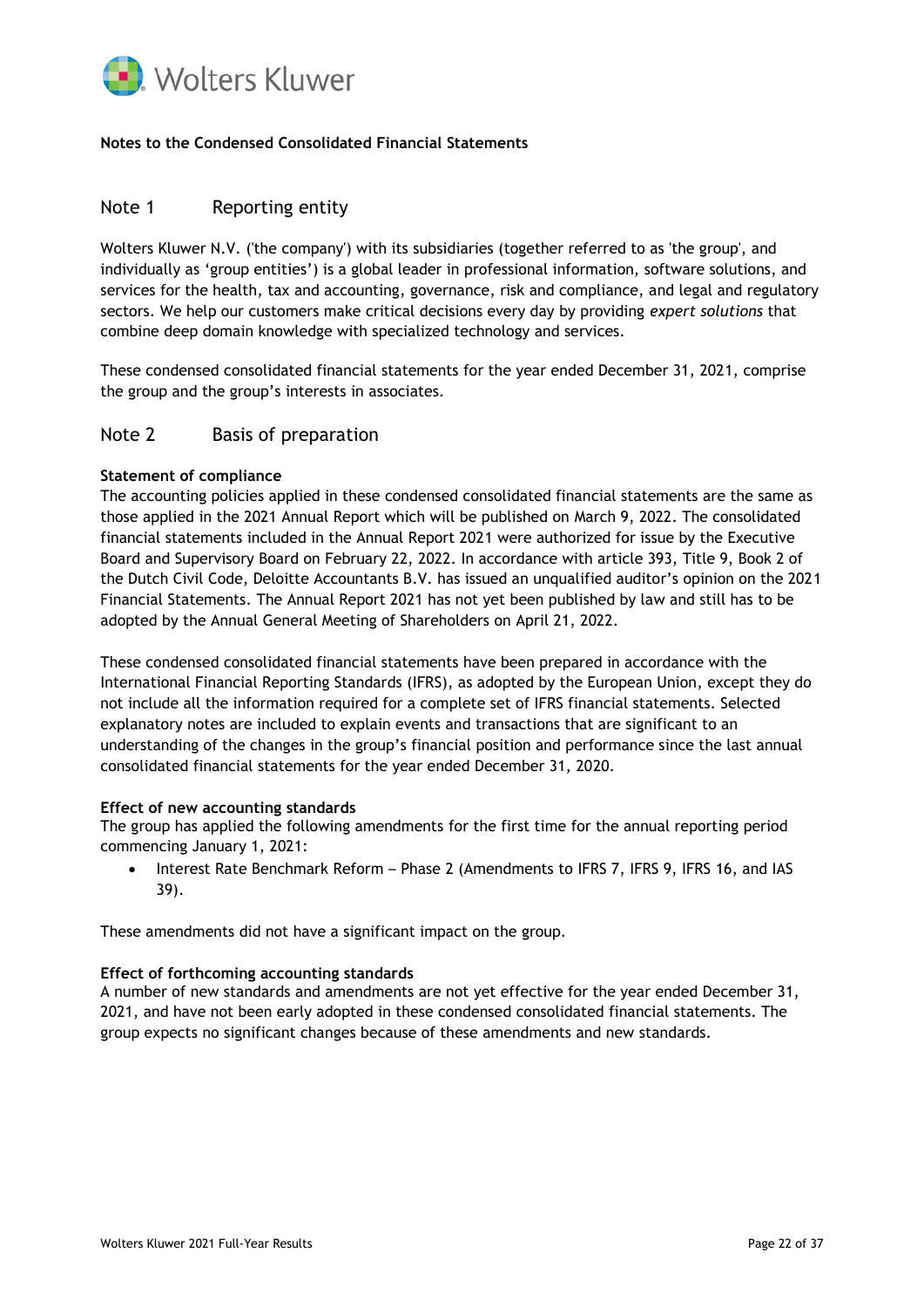**Notes to the Condensed Consolidated Financial Statements**

## Note 1 Reporting entity

Wolters Kluwer N.V. ('the company') with its subsidiaries (together referred to as 'the group', and individually as 'group entities') is a global leader in professional information, software solutions, and services for the health, tax and accounting, governance, risk and compliance, and legal and regulatory sectors. We help our customers make critical decisions every day by providing *expert solutions* that combine deep domain knowledge with specialized technology and services.

These condensed consolidated financial statements for the year ended December 31, 2021, comprise the group and the group's interests in associates.

## Note 2 Basis of preparation

**Statement of compliance**

The accounting policies applied in these condensed consolidated financial statements are the same as those applied in the 2021 Annual Report which will be published on March 9, 2022. The consolidated financial statements included in the Annual Report 2021 were authorized for issue by the Executive Board and Supervisory Board on February 22, 2022. In accordance with article 393, Title 9, Book 2 of the Dutch Civil Code, Deloitte Accountants B.V. has issued an unqualified auditor's opinion on the 2021 Financial Statements. The Annual Report 2021 has not yet been published by law and still has to be adopted by the Annual General Meeting of Shareholders on April 21, 2022.

These condensed consolidated financial statements have been prepared in accordance with the International Financial Reporting Standards (IFRS), as adopted by the European Union, except they do not include all the information required for a complete set of IFRS financial statements. Selected explanatory notes are included to explain events and transactions that are significant to an understanding of the changes in the group's financial position and performance since the last annual consolidated financial statements for the year ended December 31, 2020.

**Effect of new accounting standards**

The group has applied the following amendments for the first time for the annual reporting period commencing January 1, 2021:

- Interest Rate Benchmark Reform – Phase 2 (Amendments to IFRS 7, IFRS 9, IFRS 16, and IAS 39).

These amendments did not have a significant impact on the group.

**Effect of forthcoming accounting standards**

A number of new standards and amendments are not yet effective for the year ended December 31, 2021, and have not been early adopted in these condensed consolidated financial statements. The group expects no significant changes because of these amendments and new standards.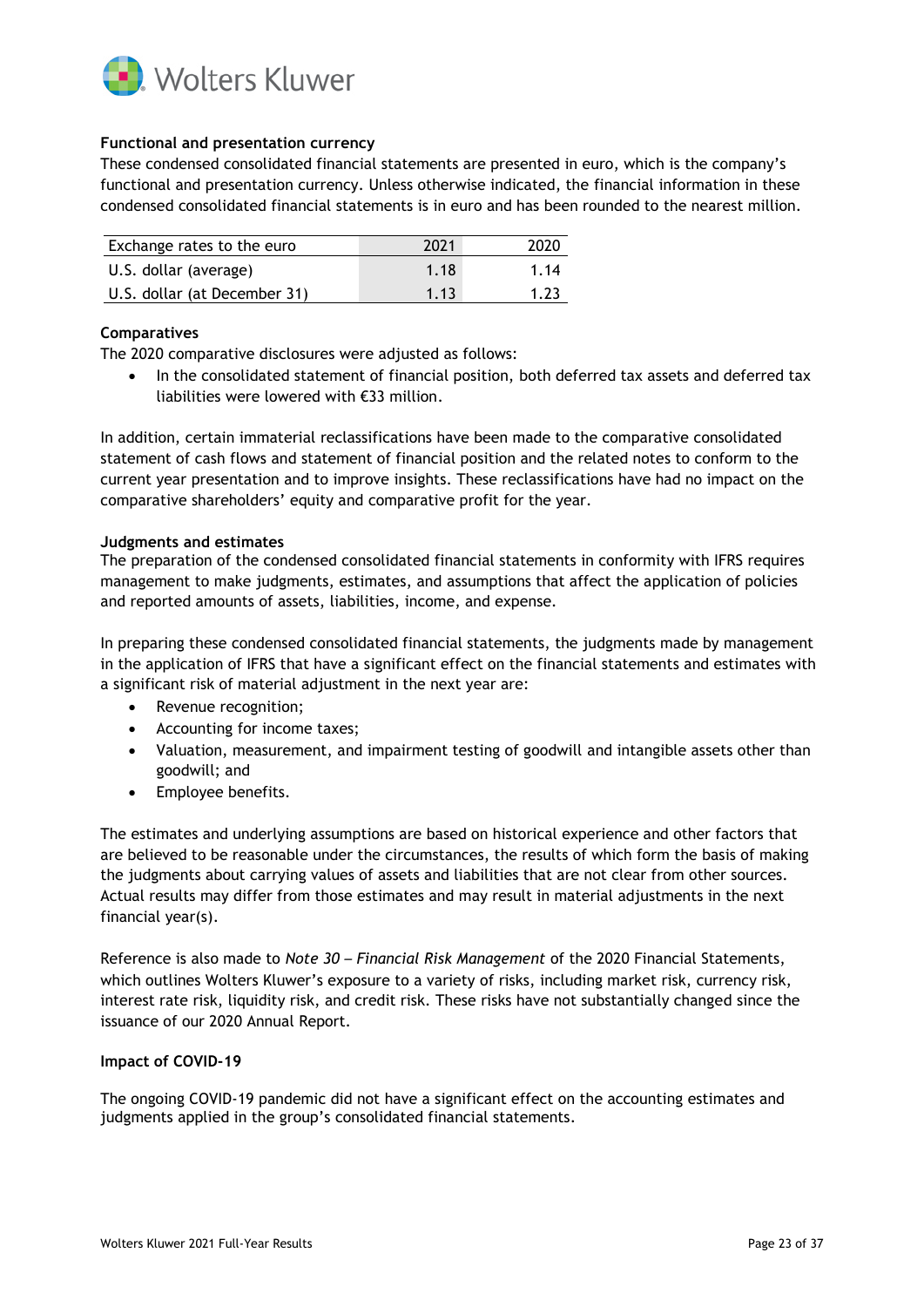**Functional and presentation currency**

These condensed consolidated financial statements are presented in euro, which is the company's functional and presentation currency. Unless otherwise indicated, the financial information in these condensed consolidated financial statements is in euro and has been rounded to the nearest million.

| Exchange rates to the euro | 2021 | 2020 |
|---|---|---|
| U.S. dollar (average) | 1.18 | 1.14 |
| U.S. dollar (at December 31) | 1.13 | 1.23 |

**Comparatives**

The 2020 comparative disclosures were adjusted as follows:

- In the consolidated statement of financial position, both deferred tax assets and deferred tax liabilities were lowered with €33 million.

In addition, certain immaterial reclassifications have been made to the comparative consolidated statement of cash flows and statement of financial position and the related notes to conform to the current year presentation and to improve insights. These reclassifications have had no impact on the comparative shareholders' equity and comparative profit for the year.

**Judgments and estimates**

The preparation of the condensed consolidated financial statements in conformity with IFRS requires management to make judgments, estimates, and assumptions that affect the application of policies and reported amounts of assets, liabilities, income, and expense.

In preparing these condensed consolidated financial statements, the judgments made by management in the application of IFRS that have a significant effect on the financial statements and estimates with a significant risk of material adjustment in the next year are:

- Revenue recognition;
- Accounting for income taxes;
- Valuation, measurement, and impairment testing of goodwill and intangible assets other than goodwill; and
- Employee benefits.

The estimates and underlying assumptions are based on historical experience and other factors that are believed to be reasonable under the circumstances, the results of which form the basis of making the judgments about carrying values of assets and liabilities that are not clear from other sources. Actual results may differ from those estimates and may result in material adjustments in the next financial year(s).

Reference is also made to *Note 30 – Financial Risk Management* of the 2020 Financial Statements, which outlines Wolters Kluwer's exposure to a variety of risks, including market risk, currency risk, interest rate risk, liquidity risk, and credit risk. These risks have not substantially changed since the issuance of our 2020 Annual Report.

**Impact of COVID-19**

The ongoing COVID-19 pandemic did not have a significant effect on the accounting estimates and judgments applied in the group's consolidated financial statements.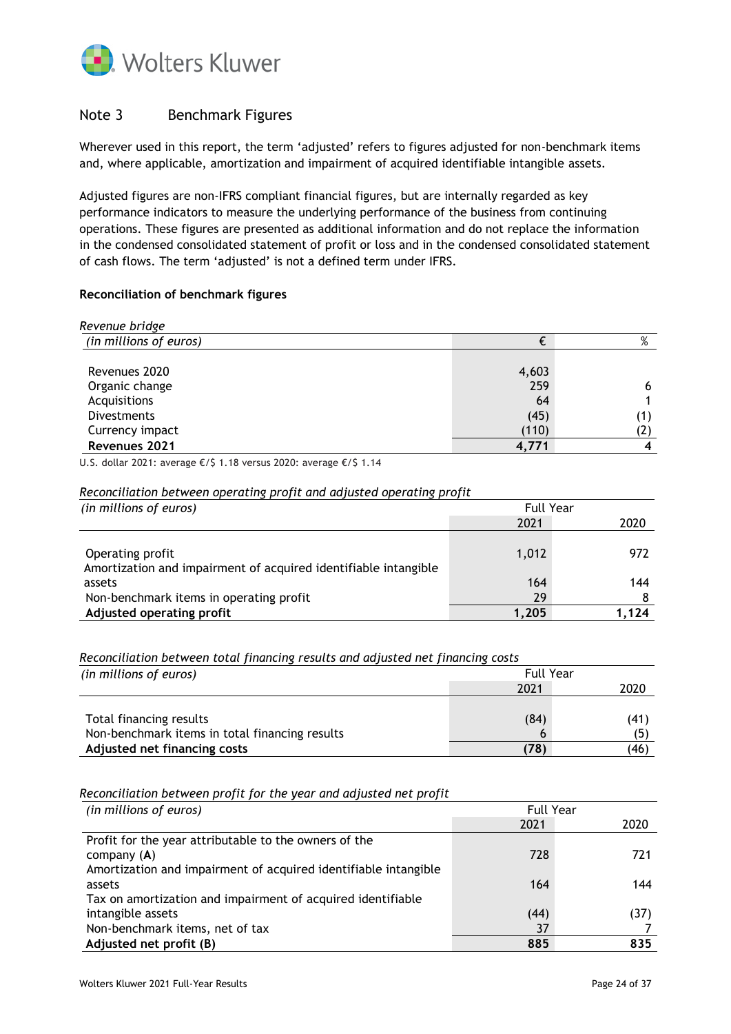## Note 3 Benchmark Figures

Wherever used in this report, the term 'adjusted' refers to figures adjusted for non-benchmark items and, where applicable, amortization and impairment of acquired identifiable intangible assets.

Adjusted figures are non-IFRS compliant financial figures, but are internally regarded as key performance indicators to measure the underlying performance of the business from continuing operations. These figures are presented as additional information and do not replace the information in the condensed consolidated statement of profit or loss and in the condensed consolidated statement of cash flows. The term 'adjusted' is not a defined term under IFRS.

**Reconciliation of benchmark figures**

*Revenue bridge*

| *(in millions of euros)* | € | % |
|---|---|---|
| Revenues 2020 | 4,603 | |
| Organic change | 259 | 6 |
| Acquisitions | 64 | 1 |
| Divestments | (45) | (1) |
| Currency impact | (110) | (2) |
| **Revenues 2021** | **4,771** | **4** |

U.S. dollar 2021: average €/$ 1.18 versus 2020: average €/$ 1.14

*Reconciliation between operating profit and adjusted operating profit*

| *(in millions of euros)* | Full Year | |
|---|---|---|
| | 2021 | 2020 |
| Operating profit | 1,012 | 972 |
| Amortization and impairment of acquired identifiable intangible assets | 164 | 144 |
| Non-benchmark items in operating profit | 29 | 8 |
| **Adjusted operating profit** | **1,205** | **1,124** |

*Reconciliation between total financing results and adjusted net financing costs*

| *(in millions of euros)* | Full Year | |
|---|---|---|
| | 2021 | 2020 |
| Total financing results | (84) | (41) |
| Non-benchmark items in total financing results | 6 | (5) |
| **Adjusted net financing costs** | **(78)** | **(46)** |

*Reconciliation between profit for the year and adjusted net profit*

| *(in millions of euros)* | Full Year | |
|---|---|---|
| | 2021 | 2020 |
| Profit for the year attributable to the owners of the company (**A**) | 728 | 721 |
| Amortization and impairment of acquired identifiable intangible assets | 164 | 144 |
| Tax on amortization and impairment of acquired identifiable intangible assets | (44) | (37) |
| Non-benchmark items, net of tax | 37 | 7 |
| **Adjusted net profit (B)** | **885** | **835** |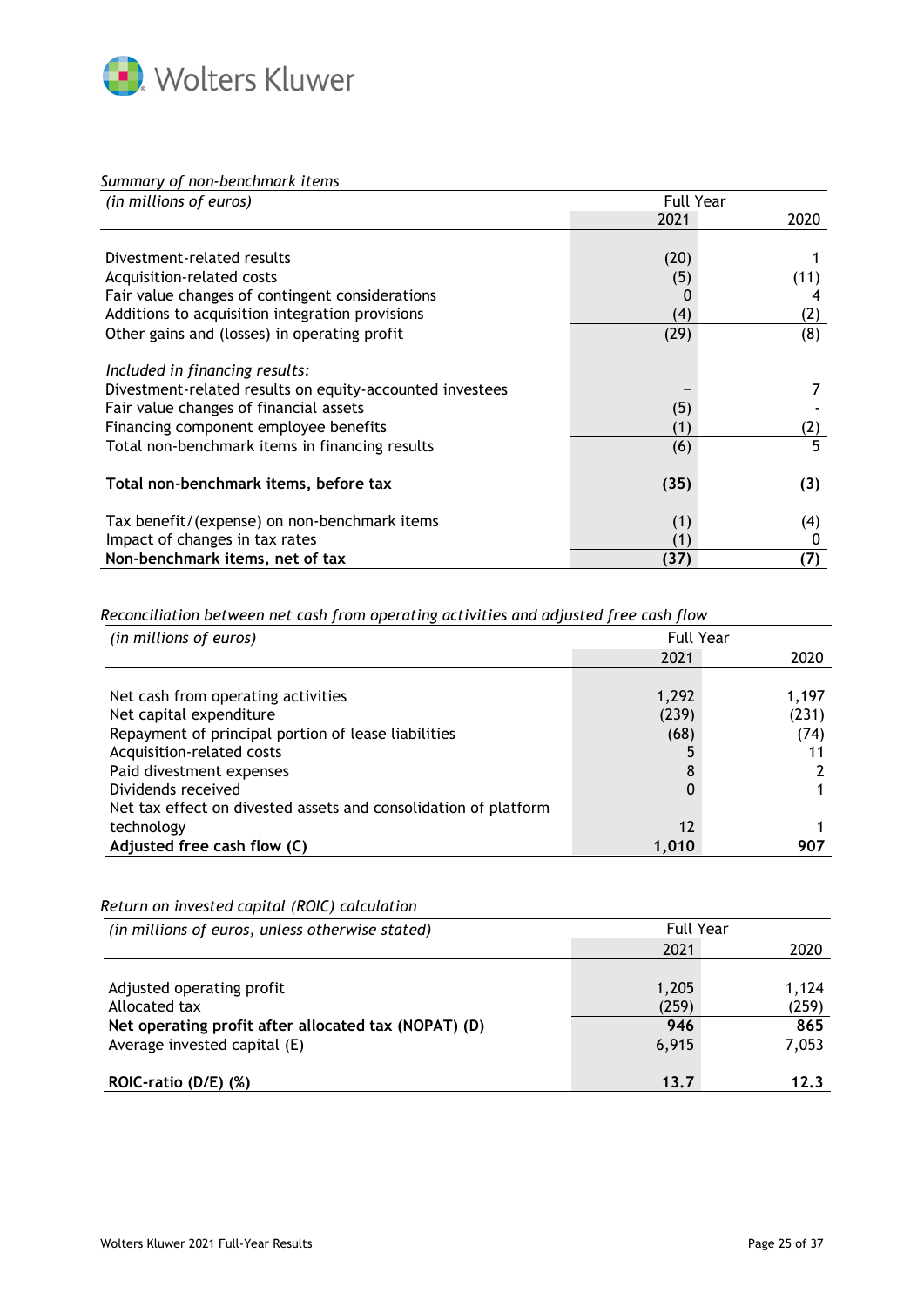*Summary of non-benchmark items*

| *(in millions of euros)* | Full Year | |
|---|---|---|
| | 2021 | 2020 |
| Divestment-related results | (20) | 1 |
| Acquisition-related costs | (5) | (11) |
| Fair value changes of contingent considerations | 0 | 4 |
| Additions to acquisition integration provisions | (4) | (2) |
| Other gains and (losses) in operating profit | (29) | (8) |
| *Included in financing results:* | | |
| Divestment-related results on equity-accounted investees | – | 7 |
| Fair value changes of financial assets | (5) | - |
| Financing component employee benefits | (1) | (2) |
| Total non-benchmark items in financing results | (6) | 5 |
| **Total non-benchmark items, before tax** | **(35)** | **(3)** |
| Tax benefit/(expense) on non-benchmark items | (1) | (4) |
| Impact of changes in tax rates | (1) | 0 |
| **Non-benchmark items, net of tax** | **(37)** | **(7)** |

*Reconciliation between net cash from operating activities and adjusted free cash flow*

| *(in millions of euros)* | Full Year | |
|---|---|---|
| | 2021 | 2020 |
| Net cash from operating activities | 1,292 | 1,197 |
| Net capital expenditure | (239) | (231) |
| Repayment of principal portion of lease liabilities | (68) | (74) |
| Acquisition-related costs | 5 | 11 |
| Paid divestment expenses | 8 | 2 |
| Dividends received | 0 | 1 |
| Net tax effect on divested assets and consolidation of platform technology | 12 | 1 |
| **Adjusted free cash flow (C)** | **1,010** | **907** |

*Return on invested capital (ROIC) calculation*

| *(in millions of euros, unless otherwise stated)* | Full Year | |
|---|---|---|
| | 2021 | 2020 |
| Adjusted operating profit | 1,205 | 1,124 |
| Allocated tax | (259) | (259) |
| **Net operating profit after allocated tax (NOPAT) (D)** | **946** | **865** |
| Average invested capital (E) | 6,915 | 7,053 |
| **ROIC-ratio (D/E) (%)** | **13.7** | **12.3** |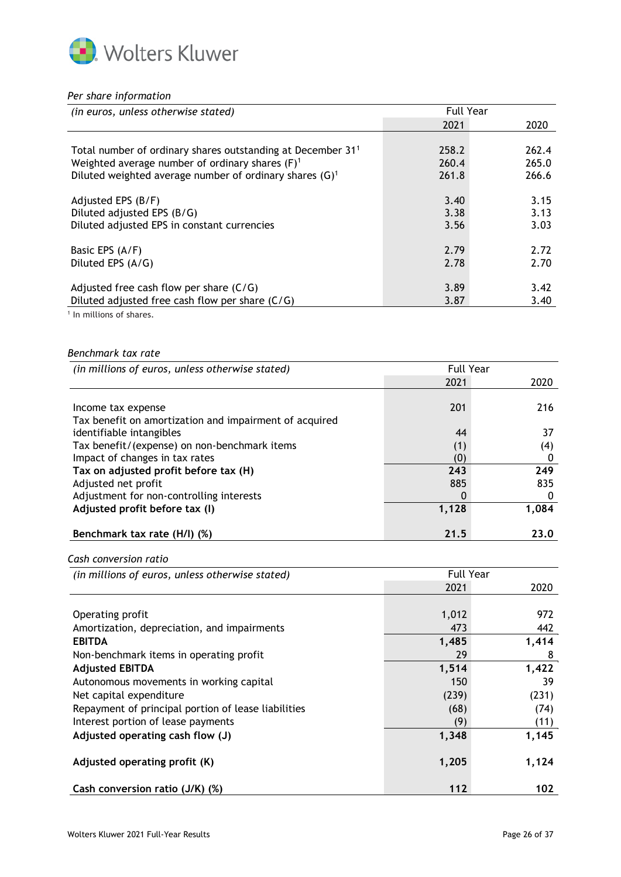*Per share information*

| *(in euros, unless otherwise stated)* | Full Year | |
|---|---|---|
| | 2021 | 2020 |
| Total number of ordinary shares outstanding at December 31[1] | 258.2 | 262.4 |
| Weighted average number of ordinary shares (F)[1] | 260.4 | 265.0 |
| Diluted weighted average number of ordinary shares (G)[1] | 261.8 | 266.6 |
| | | |
| Adjusted EPS (B/F) | 3.40 | 3.15 |
| Diluted adjusted EPS (B/G) | 3.38 | 3.13 |
| Diluted adjusted EPS in constant currencies | 3.56 | 3.03 |
| | | |
| Basic EPS (A/F) | 2.79 | 2.72 |
| Diluted EPS (A/G) | 2.78 | 2.70 |
| | | |
| Adjusted free cash flow per share (C/G) | 3.89 | 3.42 |
| Diluted adjusted free cash flow per share (C/G) | 3.87 | 3.40 |

[1] In millions of shares.

*Benchmark tax rate*

| *(in millions of euros, unless otherwise stated)* | Full Year | |
|---|---|---|
| | 2021 | 2020 |
| Income tax expense | 201 | 216 |
| Tax benefit on amortization and impairment of acquired identifiable intangibles | 44 | 37 |
| Tax benefit/(expense) on non-benchmark items | (1) | (4) |
| Impact of changes in tax rates | (0) | 0 |
| **Tax on adjusted profit before tax (H)** | **243** | **249** |
| Adjusted net profit | 885 | 835 |
| Adjustment for non-controlling interests | 0 | 0 |
| **Adjusted profit before tax (I)** | **1,128** | **1,084** |
| | | |
| **Benchmark tax rate (H/I) (%)** | **21.5** | **23.0** |

*Cash conversion ratio*

| *(in millions of euros, unless otherwise stated)* | Full Year | |
|---|---|---|
| | 2021 | 2020 |
| Operating profit | 1,012 | 972 |
| Amortization, depreciation, and impairments | 473 | 442 |
| **EBITDA** | **1,485** | **1,414** |
| Non-benchmark items in operating profit | 29 | 8 |
| **Adjusted EBITDA** | **1,514** | **1,422** |
| Autonomous movements in working capital | 150 | 39 |
| Net capital expenditure | (239) | (231) |
| Repayment of principal portion of lease liabilities | (68) | (74) |
| Interest portion of lease payments | (9) | (11) |
| **Adjusted operating cash flow (J)** | **1,348** | **1,145** |
| | | |
| **Adjusted operating profit (K)** | **1,205** | **1,124** |
| | | |
| **Cash conversion ratio (J/K) (%)** | **112** | **102** |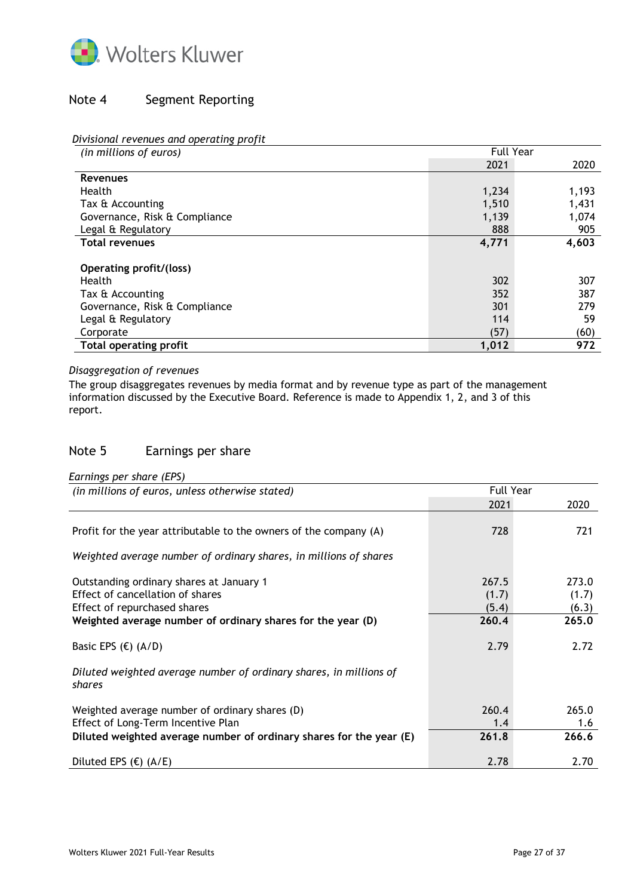## Note 4 Segment Reporting

*Divisional revenues and operating profit*

| *(in millions of euros)* | Full Year | |
|---|---|---|
| | 2021 | 2020 |
| **Revenues** | | |
| Health | 1,234 | 1,193 |
| Tax & Accounting | 1,510 | 1,431 |
| Governance, Risk & Compliance | 1,139 | 1,074 |
| Legal & Regulatory | 888 | 905 |
| **Total revenues** | **4,771** | **4,603** |
| | | |
| **Operating profit/(loss)** | | |
| Health | 302 | 307 |
| Tax & Accounting | 352 | 387 |
| Governance, Risk & Compliance | 301 | 279 |
| Legal & Regulatory | 114 | 59 |
| Corporate | (57) | (60) |
| **Total operating profit** | **1,012** | **972** |

*Disaggregation of revenues*

The group disaggregates revenues by media format and by revenue type as part of the management information discussed by the Executive Board. Reference is made to Appendix 1, 2, and 3 of this report.

## Note 5 Earnings per share

*Earnings per share (EPS)*

| *(in millions of euros, unless otherwise stated)* | Full Year | |
|---|---|---|
| | 2021 | 2020 |
| Profit for the year attributable to the owners of the company (A) | 728 | 721 |
| *Weighted average number of ordinary shares, in millions of shares* | | |
| Outstanding ordinary shares at January 1 | 267.5 | 273.0 |
| Effect of cancellation of shares | (1.7) | (1.7) |
| Effect of repurchased shares | (5.4) | (6.3) |
| **Weighted average number of ordinary shares for the year (D)** | **260.4** | **265.0** |
| Basic EPS (€) (A/D) | 2.79 | 2.72 |
| *Diluted weighted average number of ordinary shares, in millions of shares* | | |
| Weighted average number of ordinary shares (D) | 260.4 | 265.0 |
| Effect of Long-Term Incentive Plan | 1.4 | 1.6 |
| **Diluted weighted average number of ordinary shares for the year (E)** | **261.8** | **266.6** |
| Diluted EPS (€) (A/E) | 2.78 | 2.70 |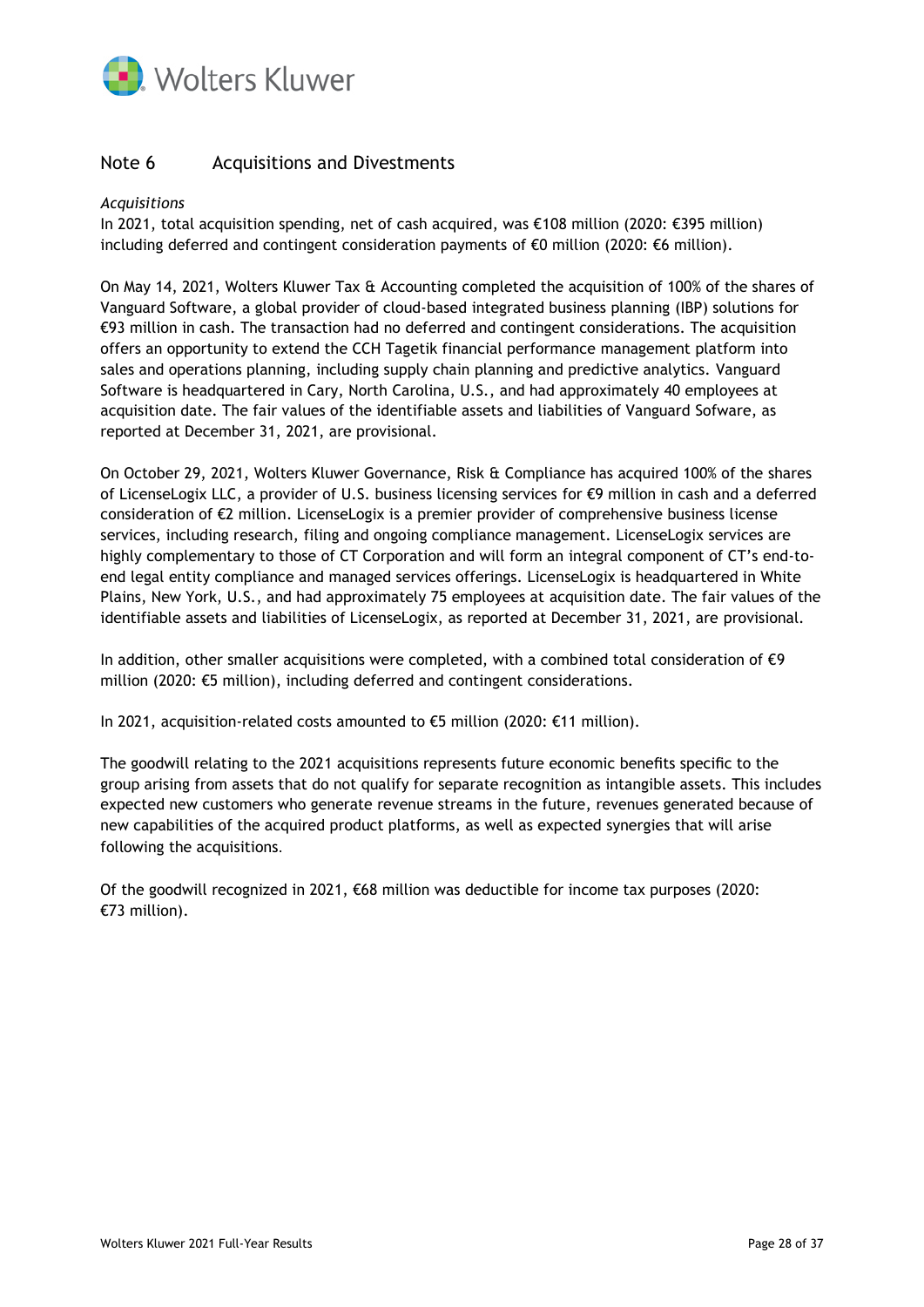## Note 6 Acquisitions and Divestments

*Acquisitions*

In 2021, total acquisition spending, net of cash acquired, was €108 million (2020: €395 million) including deferred and contingent consideration payments of €0 million (2020: €6 million).

On May 14, 2021, Wolters Kluwer Tax & Accounting completed the acquisition of 100% of the shares of Vanguard Software, a global provider of cloud-based integrated business planning (IBP) solutions for €93 million in cash. The transaction had no deferred and contingent considerations. The acquisition offers an opportunity to extend the CCH Tagetik financial performance management platform into sales and operations planning, including supply chain planning and predictive analytics. Vanguard Software is headquartered in Cary, North Carolina, U.S., and had approximately 40 employees at acquisition date. The fair values of the identifiable assets and liabilities of Vanguard Sofware, as reported at December 31, 2021, are provisional.

On October 29, 2021, Wolters Kluwer Governance, Risk & Compliance has acquired 100% of the shares of LicenseLogix LLC, a provider of U.S. business licensing services for €9 million in cash and a deferred consideration of €2 million. LicenseLogix is a premier provider of comprehensive business license services, including research, filing and ongoing compliance management. LicenseLogix services are highly complementary to those of CT Corporation and will form an integral component of CT's end-to-end legal entity compliance and managed services offerings. LicenseLogix is headquartered in White Plains, New York, U.S., and had approximately 75 employees at acquisition date. The fair values of the identifiable assets and liabilities of LicenseLogix, as reported at December 31, 2021, are provisional.

In addition, other smaller acquisitions were completed, with a combined total consideration of €9 million (2020: €5 million), including deferred and contingent considerations.

In 2021, acquisition-related costs amounted to €5 million (2020: €11 million).

The goodwill relating to the 2021 acquisitions represents future economic benefits specific to the group arising from assets that do not qualify for separate recognition as intangible assets. This includes expected new customers who generate revenue streams in the future, revenues generated because of new capabilities of the acquired product platforms, as well as expected synergies that will arise following the acquisitions.

Of the goodwill recognized in 2021, €68 million was deductible for income tax purposes (2020: €73 million).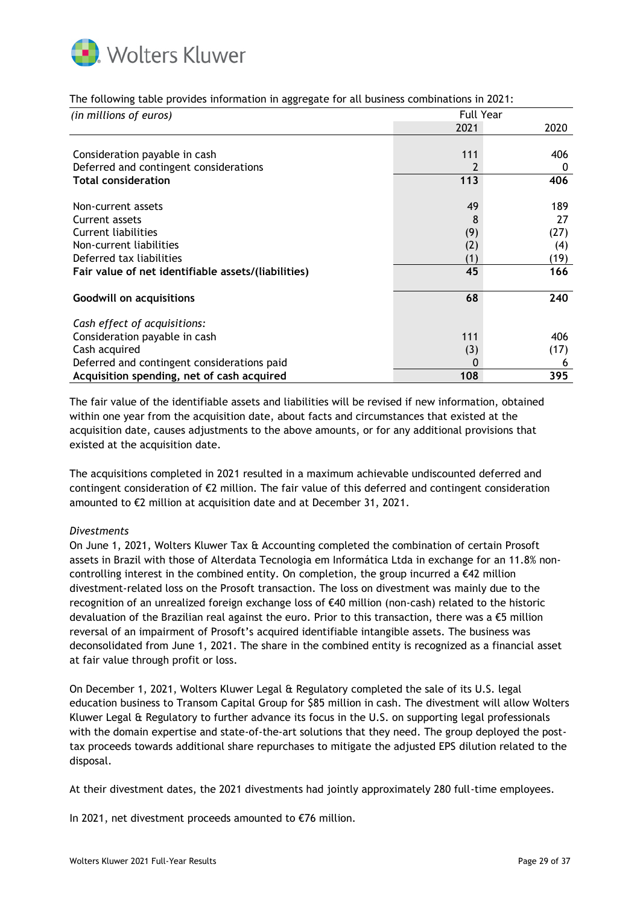The following table provides information in aggregate for all business combinations in 2021:

| *(in millions of euros)* | Full Year | |
|---|---|---|
| | 2021 | 2020 |
| Consideration payable in cash | 111 | 406 |
| Deferred and contingent considerations | 2 | 0 |
| **Total consideration** | **113** | **406** |
| Non-current assets | 49 | 189 |
| Current assets | 8 | 27 |
| Current liabilities | (9) | (27) |
| Non-current liabilities | (2) | (4) |
| Deferred tax liabilities | (1) | (19) |
| **Fair value of net identifiable assets/(liabilities)** | **45** | **166** |
| **Goodwill on acquisitions** | **68** | **240** |
| *Cash effect of acquisitions:* | | |
| Consideration payable in cash | 111 | 406 |
| Cash acquired | (3) | (17) |
| Deferred and contingent considerations paid | 0 | 6 |
| **Acquisition spending, net of cash acquired** | **108** | **395** |

The fair value of the identifiable assets and liabilities will be revised if new information, obtained within one year from the acquisition date, about facts and circumstances that existed at the acquisition date, causes adjustments to the above amounts, or for any additional provisions that existed at the acquisition date.

The acquisitions completed in 2021 resulted in a maximum achievable undiscounted deferred and contingent consideration of €2 million. The fair value of this deferred and contingent consideration amounted to €2 million at acquisition date and at December 31, 2021.

*Divestments*

On June 1, 2021, Wolters Kluwer Tax & Accounting completed the combination of certain Prosoft assets in Brazil with those of Alterdata Tecnologia em Informática Ltda in exchange for an 11.8% non-controlling interest in the combined entity. On completion, the group incurred a €42 million divestment-related loss on the Prosoft transaction. The loss on divestment was mainly due to the recognition of an unrealized foreign exchange loss of €40 million (non-cash) related to the historic devaluation of the Brazilian real against the euro. Prior to this transaction, there was a €5 million reversal of an impairment of Prosoft's acquired identifiable intangible assets. The business was deconsolidated from June 1, 2021. The share in the combined entity is recognized as a financial asset at fair value through profit or loss.

On December 1, 2021, Wolters Kluwer Legal & Regulatory completed the sale of its U.S. legal education business to Transom Capital Group for $85 million in cash. The divestment will allow Wolters Kluwer Legal & Regulatory to further advance its focus in the U.S. on supporting legal professionals with the domain expertise and state-of-the-art solutions that they need. The group deployed the post-tax proceeds towards additional share repurchases to mitigate the adjusted EPS dilution related to the disposal.

At their divestment dates, the 2021 divestments had jointly approximately 280 full-time employees.

In 2021, net divestment proceeds amounted to €76 million.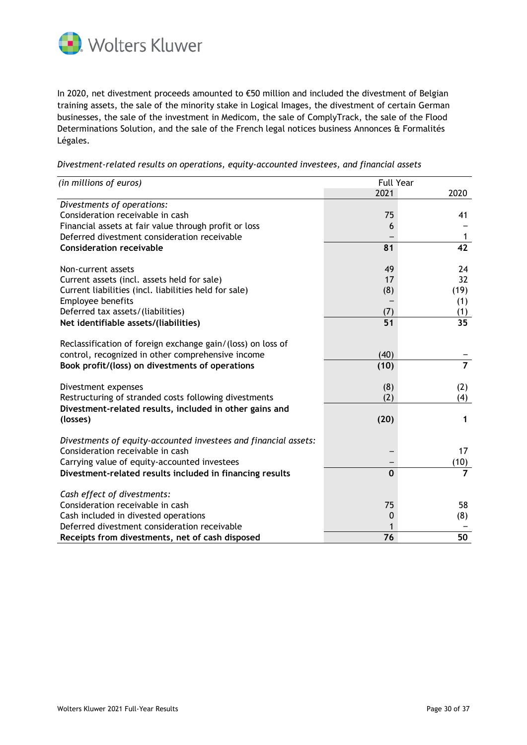In 2020, net divestment proceeds amounted to €50 million and included the divestment of Belgian training assets, the sale of the minority stake in Logical Images, the divestment of certain German businesses, the sale of the investment in Medicom, the sale of ComplyTrack, the sale of the Flood Determinations Solution, and the sale of the French legal notices business Annonces & Formalités Légales.

*Divestment-related results on operations, equity-accounted investees, and financial assets*

| *(in millions of euros)* | Full Year | |
|---|---|---|
| | 2021 | 2020 |
| *Divestments of operations:* | | |
| Consideration receivable in cash | 75 | 41 |
| Financial assets at fair value through profit or loss | 6 | – |
| Deferred divestment consideration receivable | – | 1 |
| **Consideration receivable** | **81** | **42** |
| | | |
| Non-current assets | 49 | 24 |
| Current assets (incl. assets held for sale) | 17 | 32 |
| Current liabilities (incl. liabilities held for sale) | (8) | (19) |
| Employee benefits | – | (1) |
| Deferred tax assets/(liabilities) | (7) | (1) |
| **Net identifiable assets/(liabilities)** | **51** | **35** |
| | | |
| Reclassification of foreign exchange gain/(loss) on loss of control, recognized in other comprehensive income | (40) | – |
| **Book profit/(loss) on divestments of operations** | **(10)** | **7** |
| | | |
| Divestment expenses | (8) | (2) |
| Restructuring of stranded costs following divestments | (2) | (4) |
| **Divestment-related results, included in other gains and (losses)** | **(20)** | **1** |
| | | |
| *Divestments of equity-accounted investees and financial assets:* | | |
| Consideration receivable in cash | – | 17 |
| Carrying value of equity-accounted investees | – | (10) |
| **Divestment-related results included in financing results** | **0** | **7** |
| | | |
| *Cash effect of divestments:* | | |
| Consideration receivable in cash | 75 | 58 |
| Cash included in divested operations | 0 | (8) |
| Deferred divestment consideration receivable | 1 | – |
| **Receipts from divestments, net of cash disposed** | **76** | **50** |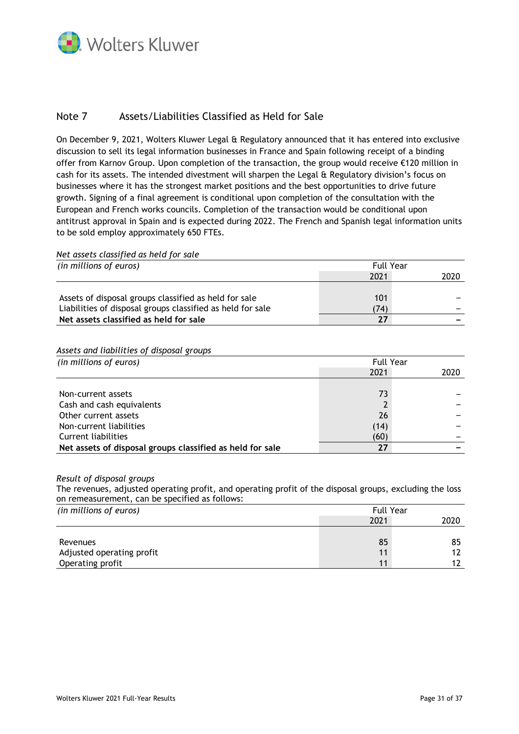## Note 7 Assets/Liabilities Classified as Held for Sale

On December 9, 2021, Wolters Kluwer Legal & Regulatory announced that it has entered into exclusive discussion to sell its legal information businesses in France and Spain following receipt of a binding offer from Karnov Group. Upon completion of the transaction, the group would receive €120 million in cash for its assets. The intended divestment will sharpen the Legal & Regulatory division's focus on businesses where it has the strongest market positions and the best opportunities to drive future growth. Signing of a final agreement is conditional upon completion of the consultation with the European and French works councils. Completion of the transaction would be conditional upon antitrust approval in Spain and is expected during 2022. The French and Spanish legal information units to be sold employ approximately 650 FTEs.

*Net assets classified as held for sale*

| *(in millions of euros)* | Full Year | |
|---|---|---|
| | 2021 | 2020 |
| Assets of disposal groups classified as held for sale | 101 | – |
| Liabilities of disposal groups classified as held for sale | (74) | – |
| **Net assets classified as held for sale** | **27** | **–** |

*Assets and liabilities of disposal groups*

| *(in millions of euros)* | Full Year | |
|---|---|---|
| | 2021 | 2020 |
| Non-current assets | 73 | – |
| Cash and cash equivalents | 2 | – |
| Other current assets | 26 | – |
| Non-current liabilities | (14) | – |
| Current liabilities | (60) | – |
| **Net assets of disposal groups classified as held for sale** | **27** | **–** |

*Result of disposal groups*

The revenues, adjusted operating profit, and operating profit of the disposal groups, excluding the loss on remeasurement, can be specified as follows:

| *(in millions of euros)* | Full Year | |
|---|---|---|
| | 2021 | 2020 |
| Revenues | 85 | 85 |
| Adjusted operating profit | 11 | 12 |
| Operating profit | 11 | 12 |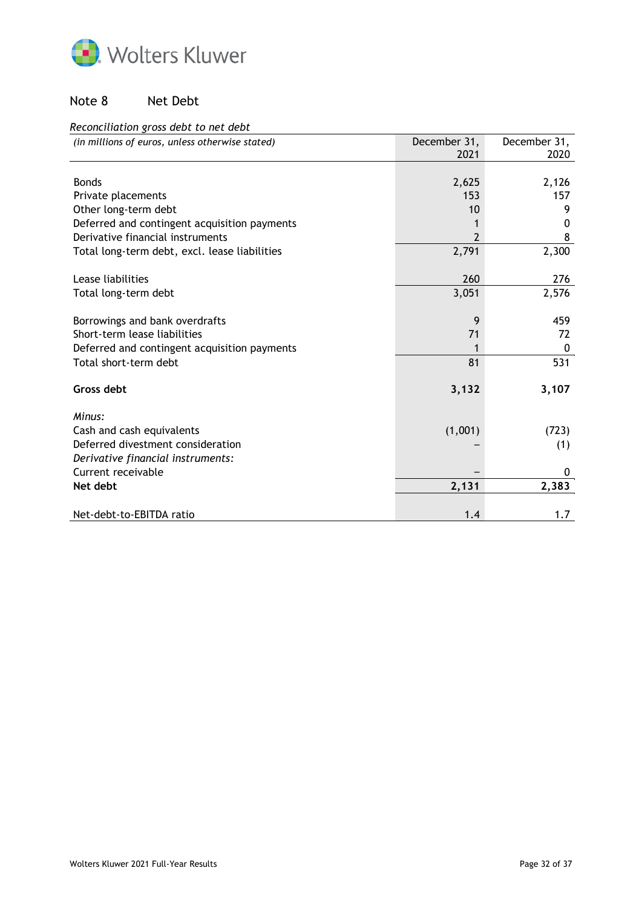## Note 8 Net Debt

*Reconciliation gross debt to net debt*

| *(in millions of euros, unless otherwise stated)* | December 31, 2021 | December 31, 2020 |
|---|---|---|
| Bonds | 2,625 | 2,126 |
| Private placements | 153 | 157 |
| Other long-term debt | 10 | 9 |
| Deferred and contingent acquisition payments | 1 | 0 |
| Derivative financial instruments | 2 | 8 |
| Total long-term debt, excl. lease liabilities | 2,791 | 2,300 |
| Lease liabilities | 260 | 276 |
| Total long-term debt | 3,051 | 2,576 |
| Borrowings and bank overdrafts | 9 | 459 |
| Short-term lease liabilities | 71 | 72 |
| Deferred and contingent acquisition payments | 1 | 0 |
| Total short-term debt | 81 | 531 |
| **Gross debt** | **3,132** | **3,107** |
| *Minus:* | | |
| Cash and cash equivalents | (1,001) | (723) |
| Deferred divestment consideration | – | (1) |
| *Derivative financial instruments:* | | |
| Current receivable | – | 0 |
| **Net debt** | **2,131** | **2,383** |
| Net-debt-to-EBITDA ratio | 1.4 | 1.7 |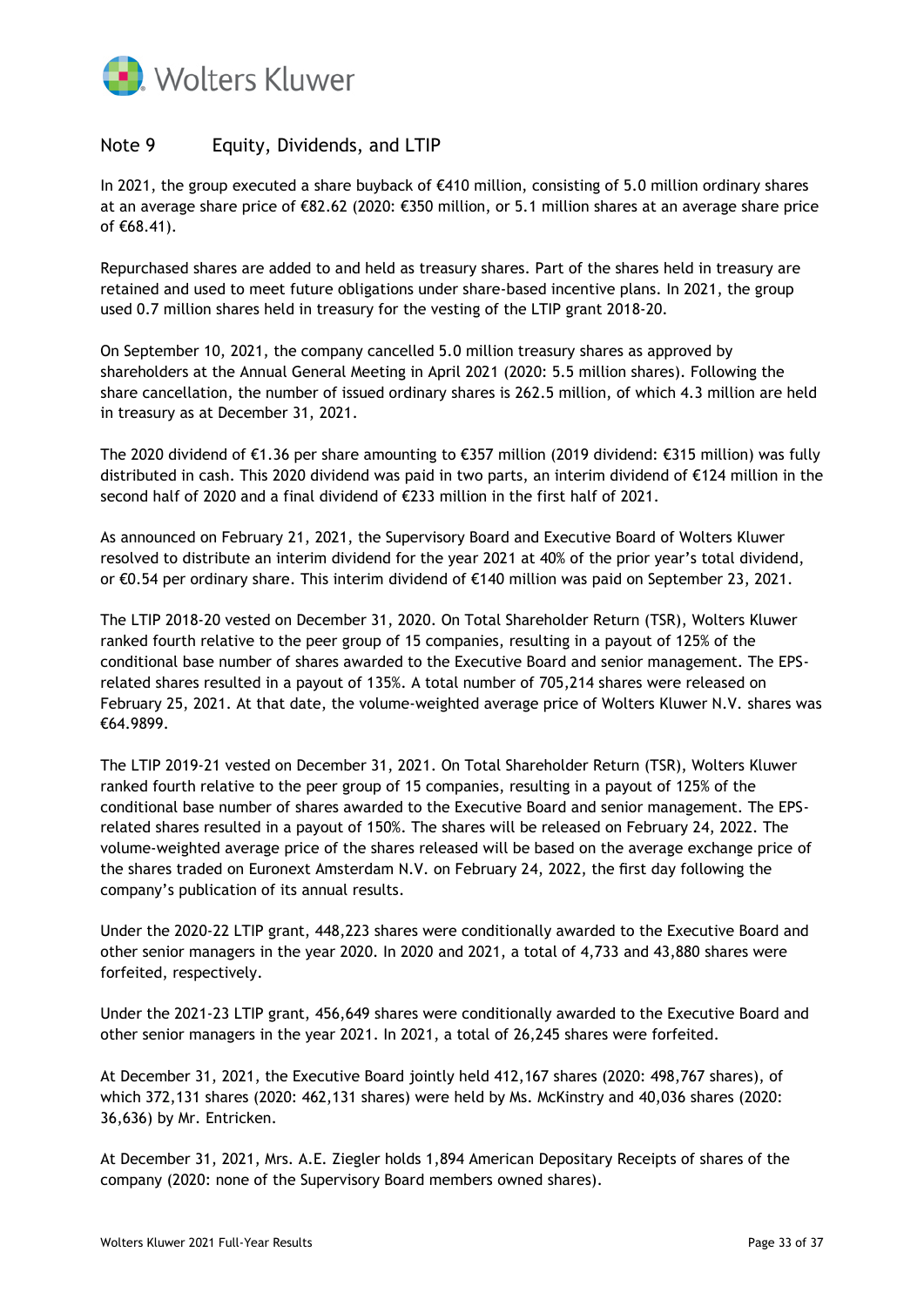## Note 9 Equity, Dividends, and LTIP

In 2021, the group executed a share buyback of €410 million, consisting of 5.0 million ordinary shares at an average share price of €82.62 (2020: €350 million, or 5.1 million shares at an average share price of €68.41).

Repurchased shares are added to and held as treasury shares. Part of the shares held in treasury are retained and used to meet future obligations under share-based incentive plans. In 2021, the group used 0.7 million shares held in treasury for the vesting of the LTIP grant 2018-20.

On September 10, 2021, the company cancelled 5.0 million treasury shares as approved by shareholders at the Annual General Meeting in April 2021 (2020: 5.5 million shares). Following the share cancellation, the number of issued ordinary shares is 262.5 million, of which 4.3 million are held in treasury as at December 31, 2021.

The 2020 dividend of €1.36 per share amounting to €357 million (2019 dividend: €315 million) was fully distributed in cash. This 2020 dividend was paid in two parts, an interim dividend of €124 million in the second half of 2020 and a final dividend of €233 million in the first half of 2021.

As announced on February 21, 2021, the Supervisory Board and Executive Board of Wolters Kluwer resolved to distribute an interim dividend for the year 2021 at 40% of the prior year's total dividend, or €0.54 per ordinary share. This interim dividend of €140 million was paid on September 23, 2021.

The LTIP 2018-20 vested on December 31, 2020. On Total Shareholder Return (TSR), Wolters Kluwer ranked fourth relative to the peer group of 15 companies, resulting in a payout of 125% of the conditional base number of shares awarded to the Executive Board and senior management. The EPS-related shares resulted in a payout of 135%. A total number of 705,214 shares were released on February 25, 2021. At that date, the volume-weighted average price of Wolters Kluwer N.V. shares was €64.9899.

The LTIP 2019-21 vested on December 31, 2021. On Total Shareholder Return (TSR), Wolters Kluwer ranked fourth relative to the peer group of 15 companies, resulting in a payout of 125% of the conditional base number of shares awarded to the Executive Board and senior management. The EPS-related shares resulted in a payout of 150%. The shares will be released on February 24, 2022. The volume-weighted average price of the shares released will be based on the average exchange price of the shares traded on Euronext Amsterdam N.V. on February 24, 2022, the first day following the company's publication of its annual results.

Under the 2020-22 LTIP grant, 448,223 shares were conditionally awarded to the Executive Board and other senior managers in the year 2020. In 2020 and 2021, a total of 4,733 and 43,880 shares were forfeited, respectively.

Under the 2021-23 LTIP grant, 456,649 shares were conditionally awarded to the Executive Board and other senior managers in the year 2021. In 2021, a total of 26,245 shares were forfeited.

At December 31, 2021, the Executive Board jointly held 412,167 shares (2020: 498,767 shares), of which 372,131 shares (2020: 462,131 shares) were held by Ms. McKinstry and 40,036 shares (2020: 36,636) by Mr. Entricken.

At December 31, 2021, Mrs. A.E. Ziegler holds 1,894 American Depositary Receipts of shares of the company (2020: none of the Supervisory Board members owned shares).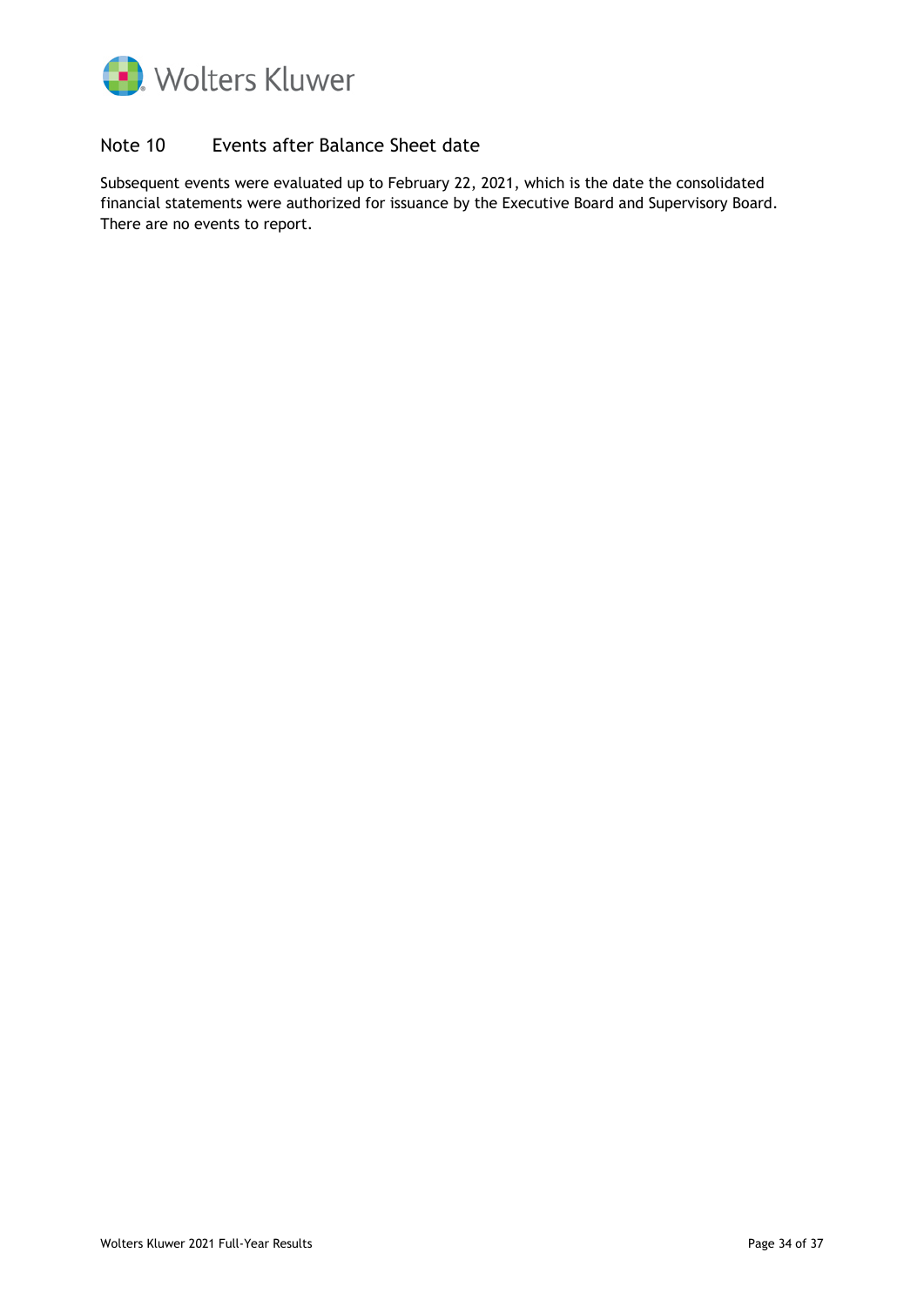## Note 10 Events after Balance Sheet date

Subsequent events were evaluated up to February 22, 2021, which is the date the consolidated financial statements were authorized for issuance by the Executive Board and Supervisory Board. There are no events to report.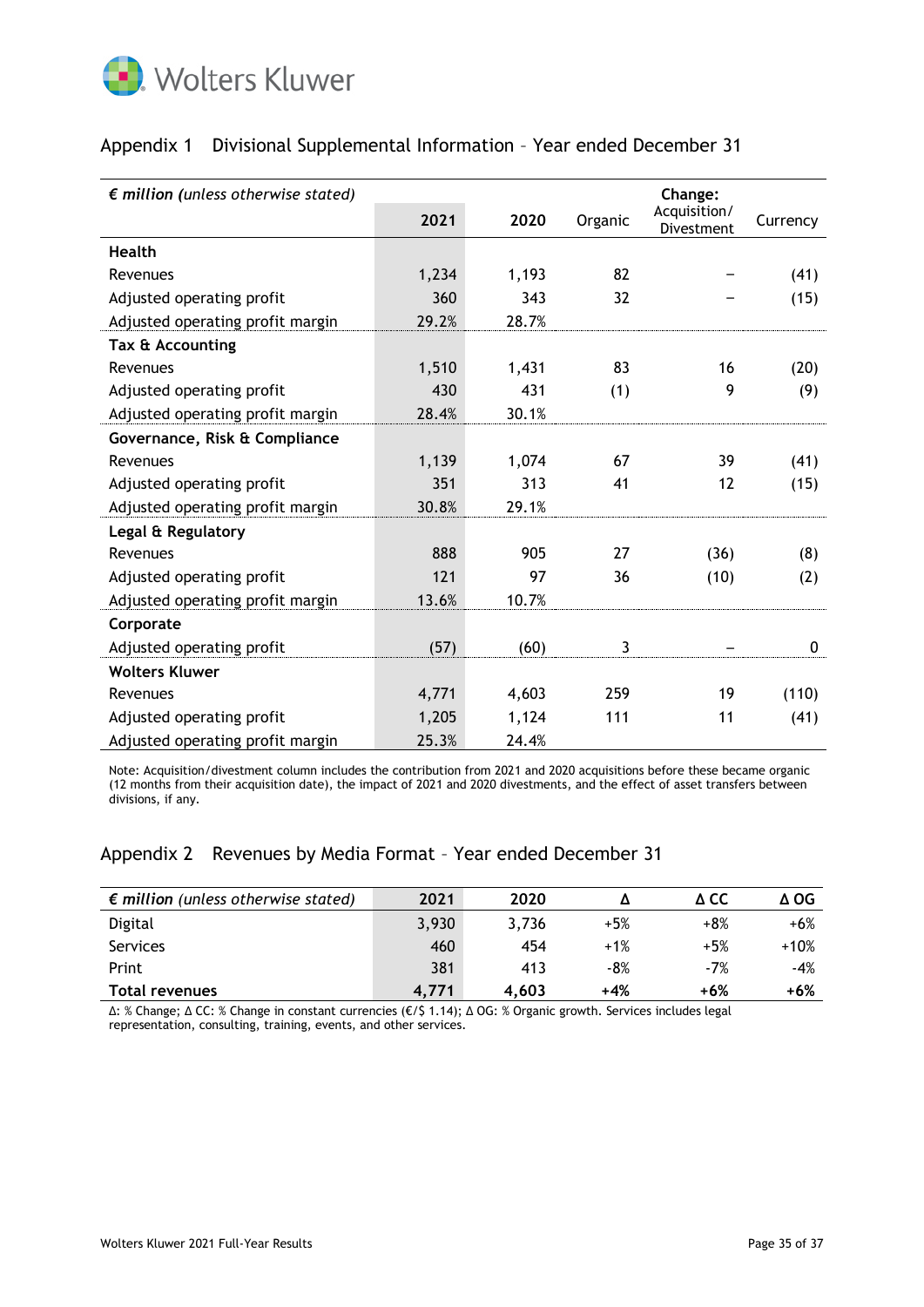## Appendix 1 Divisional Supplemental Information – Year ended December 31

| *€ million (unless otherwise stated)* | 2021 | 2020 | Change: Organic | Change: Acquisition/ Divestment | Change: Currency |
|---|---|---|---|---|---|
| **Health** | | | | | |
| Revenues | 1,234 | 1,193 | 82 | – | (41) |
| Adjusted operating profit | 360 | 343 | 32 | – | (15) |
| Adjusted operating profit margin | 29.2% | 28.7% | | | |
| **Tax & Accounting** | | | | | |
| Revenues | 1,510 | 1,431 | 83 | 16 | (20) |
| Adjusted operating profit | 430 | 431 | (1) | 9 | (9) |
| Adjusted operating profit margin | 28.4% | 30.1% | | | |
| **Governance, Risk & Compliance** | | | | | |
| Revenues | 1,139 | 1,074 | 67 | 39 | (41) |
| Adjusted operating profit | 351 | 313 | 41 | 12 | (15) |
| Adjusted operating profit margin | 30.8% | 29.1% | | | |
| **Legal & Regulatory** | | | | | |
| Revenues | 888 | 905 | 27 | (36) | (8) |
| Adjusted operating profit | 121 | 97 | 36 | (10) | (2) |
| Adjusted operating profit margin | 13.6% | 10.7% | | | |
| **Corporate** | | | | | |
| Adjusted operating profit | (57) | (60) | 3 | – | 0 |
| **Wolters Kluwer** | | | | | |
| Revenues | 4,771 | 4,603 | 259 | 19 | (110) |
| Adjusted operating profit | 1,205 | 1,124 | 111 | 11 | (41) |
| Adjusted operating profit margin | 25.3% | 24.4% | | | |

Note: Acquisition/divestment column includes the contribution from 2021 and 2020 acquisitions before these became organic (12 months from their acquisition date), the impact of 2021 and 2020 divestments, and the effect of asset transfers between divisions, if any.

## Appendix 2 Revenues by Media Format – Year ended December 31

| *€ million (unless otherwise stated)* | 2021 | 2020 | Δ | Δ CC | Δ OG |
|---|---|---|---|---|---|
| Digital | 3,930 | 3,736 | +5% | +8% | +6% |
| Services | 460 | 454 | +1% | +5% | +10% |
| Print | 381 | 413 | -8% | -7% | -4% |
| **Total revenues** | **4,771** | **4,603** | **+4%** | **+6%** | **+6%** |

Δ: % Change; Δ CC: % Change in constant currencies (€/$ 1.14); Δ OG: % Organic growth. Services includes legal representation, consulting, training, events, and other services.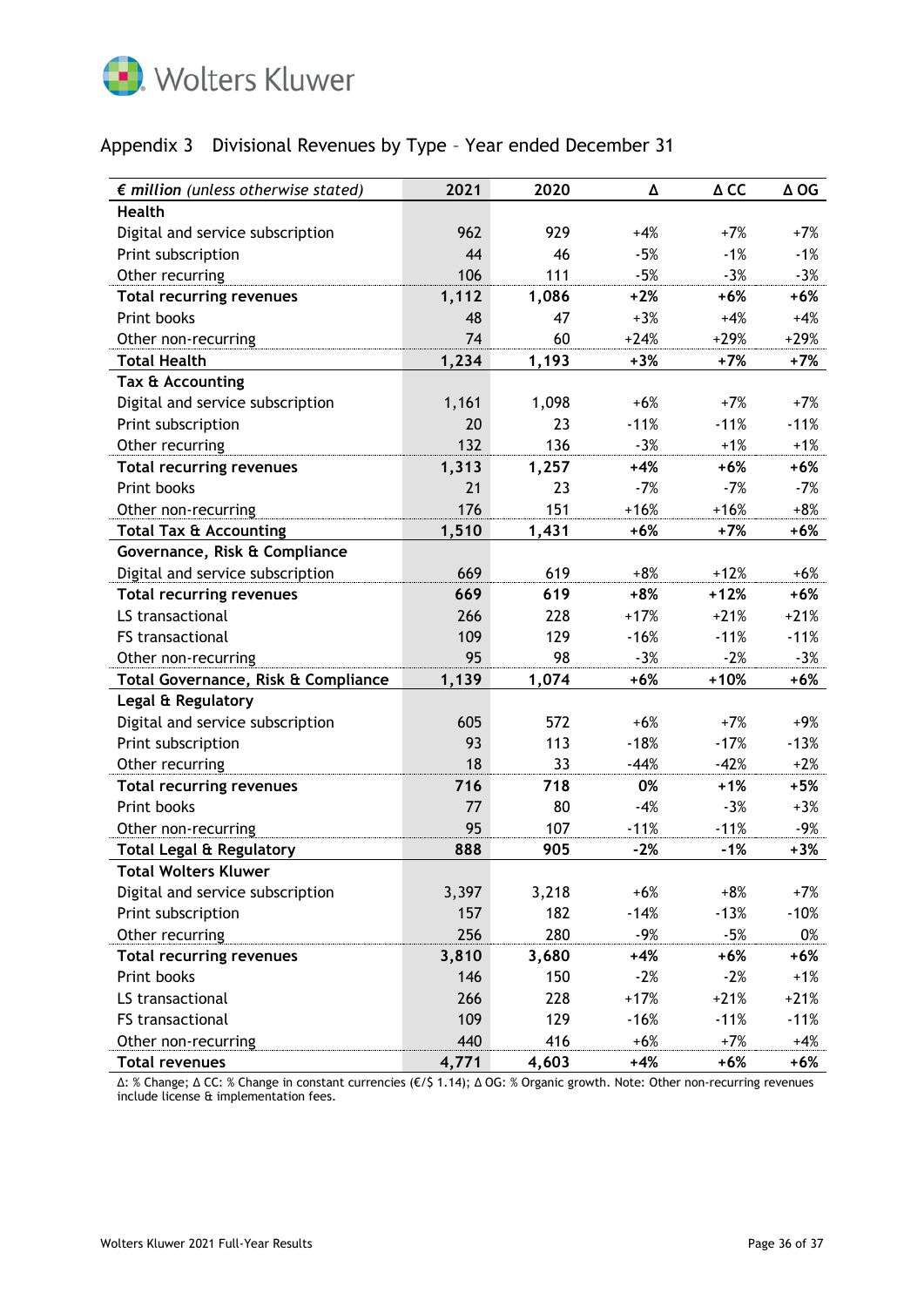## Appendix 3 Divisional Revenues by Type – Year ended December 31

| ***€ million** (unless otherwise stated)* | 2021 | 2020 | Δ | Δ CC | Δ OG |
|---|---|---|---|---|---|
| **Health** | | | | | |
| Digital and service subscription | 962 | 929 | +4% | +7% | +7% |
| Print subscription | 44 | 46 | -5% | -1% | -1% |
| Other recurring | 106 | 111 | -5% | -3% | -3% |
| **Total recurring revenues** | **1,112** | **1,086** | **+2%** | **+6%** | **+6%** |
| Print books | 48 | 47 | +3% | +4% | +4% |
| Other non-recurring | 74 | 60 | +24% | +29% | +29% |
| **Total Health** | **1,234** | **1,193** | **+3%** | **+7%** | **+7%** |
| **Tax & Accounting** | | | | | |
| Digital and service subscription | 1,161 | 1,098 | +6% | +7% | +7% |
| Print subscription | 20 | 23 | -11% | -11% | -11% |
| Other recurring | 132 | 136 | -3% | +1% | +1% |
| **Total recurring revenues** | **1,313** | **1,257** | **+4%** | **+6%** | **+6%** |
| Print books | 21 | 23 | -7% | -7% | -7% |
| Other non-recurring | 176 | 151 | +16% | +16% | +8% |
| **Total Tax & Accounting** | **1,510** | **1,431** | **+6%** | **+7%** | **+6%** |
| **Governance, Risk & Compliance** | | | | | |
| Digital and service subscription | 669 | 619 | +8% | +12% | +6% |
| **Total recurring revenues** | **669** | **619** | **+8%** | **+12%** | **+6%** |
| LS transactional | 266 | 228 | +17% | +21% | +21% |
| FS transactional | 109 | 129 | -16% | -11% | -11% |
| Other non-recurring | 95 | 98 | -3% | -2% | -3% |
| **Total Governance, Risk & Compliance** | **1,139** | **1,074** | **+6%** | **+10%** | **+6%** |
| **Legal & Regulatory** | | | | | |
| Digital and service subscription | 605 | 572 | +6% | +7% | +9% |
| Print subscription | 93 | 113 | -18% | -17% | -13% |
| Other recurring | 18 | 33 | -44% | -42% | +2% |
| **Total recurring revenues** | **716** | **718** | **0%** | **+1%** | **+5%** |
| Print books | 77 | 80 | -4% | -3% | +3% |
| Other non-recurring | 95 | 107 | -11% | -11% | -9% |
| **Total Legal & Regulatory** | **888** | **905** | **-2%** | **-1%** | **+3%** |
| **Total Wolters Kluwer** | | | | | |
| Digital and service subscription | 3,397 | 3,218 | +6% | +8% | +7% |
| Print subscription | 157 | 182 | -14% | -13% | -10% |
| Other recurring | 256 | 280 | -9% | -5% | 0% |
| **Total recurring revenues** | **3,810** | **3,680** | **+4%** | **+6%** | **+6%** |
| Print books | 146 | 150 | -2% | -2% | +1% |
| LS transactional | 266 | 228 | +17% | +21% | +21% |
| FS transactional | 109 | 129 | -16% | -11% | -11% |
| Other non-recurring | 440 | 416 | +6% | +7% | +4% |
| **Total revenues** | **4,771** | **4,603** | **+4%** | **+6%** | **+6%** |

Δ: % Change; Δ CC: % Change in constant currencies (€/$ 1.14); Δ OG: % Organic growth. Note: Other non-recurring revenues include license & implementation fees.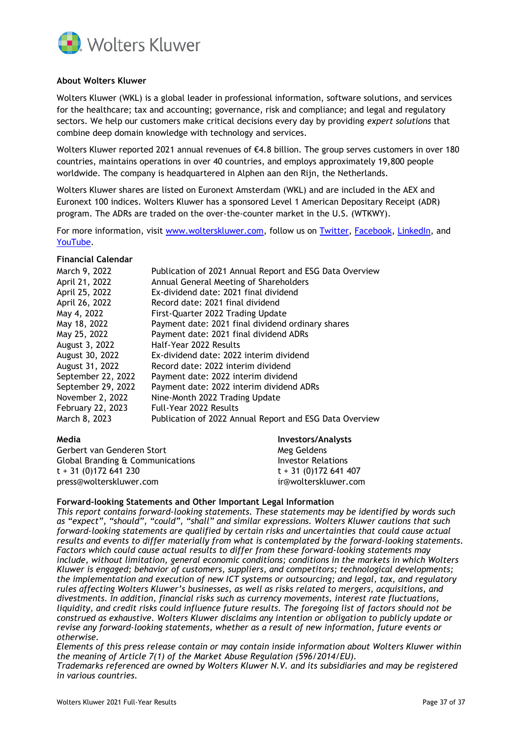**About Wolters Kluwer**

Wolters Kluwer (WKL) is a global leader in professional information, software solutions, and services for the healthcare; tax and accounting; governance, risk and compliance; and legal and regulatory sectors. We help our customers make critical decisions every day by providing *expert solutions* that combine deep domain knowledge with technology and services.

Wolters Kluwer reported 2021 annual revenues of €4.8 billion. The group serves customers in over 180 countries, maintains operations in over 40 countries, and employs approximately 19,800 people worldwide. The company is headquartered in Alphen aan den Rijn, the Netherlands.

Wolters Kluwer shares are listed on Euronext Amsterdam (WKL) and are included in the AEX and Euronext 100 indices. Wolters Kluwer has a sponsored Level 1 American Depositary Receipt (ADR) program. The ADRs are traded on the over-the-counter market in the U.S. (WTKWY).

For more information, visit [www.wolterskluwer.com](www.wolterskluwer.com), follow us on [Twitter](), [Facebook](), [LinkedIn](), and [YouTube]().

**Financial Calendar**

| | |
|---|---|
| March 9, 2022 | Publication of 2021 Annual Report and ESG Data Overview |
| April 21, 2022 | Annual General Meeting of Shareholders |
| April 25, 2022 | Ex-dividend date: 2021 final dividend |
| April 26, 2022 | Record date: 2021 final dividend |
| May 4, 2022 | First-Quarter 2022 Trading Update |
| May 18, 2022 | Payment date: 2021 final dividend ordinary shares |
| May 25, 2022 | Payment date: 2021 final dividend ADRs |
| August 3, 2022 | Half-Year 2022 Results |
| August 30, 2022 | Ex-dividend date: 2022 interim dividend |
| August 31, 2022 | Record date: 2022 interim dividend |
| September 22, 2022 | Payment date: 2022 interim dividend |
| September 29, 2022 | Payment date: 2022 interim dividend ADRs |
| November 2, 2022 | Nine-Month 2022 Trading Update |
| February 22, 2023 | Full-Year 2022 Results |
| March 8, 2023 | Publication of 2022 Annual Report and ESG Data Overview |

**Media**
Gerbert van Genderen Stort
Global Branding & Communications
t + 31 (0)172 641 230
press@wolterskluwer.com

**Investors/Analysts**
Meg Geldens
Investor Relations
t + 31 (0)172 641 407
ir@wolterskluwer.com

**Forward-looking Statements and Other Important Legal Information**
*This report contains forward-looking statements. These statements may be identified by words such as "expect", "should", "could", "shall" and similar expressions. Wolters Kluwer cautions that such forward-looking statements are qualified by certain risks and uncertainties that could cause actual results and events to differ materially from what is contemplated by the forward-looking statements. Factors which could cause actual results to differ from these forward-looking statements may include, without limitation, general economic conditions; conditions in the markets in which Wolters Kluwer is engaged; behavior of customers, suppliers, and competitors; technological developments; the implementation and execution of new ICT systems or outsourcing; and legal, tax, and regulatory rules affecting Wolters Kluwer's businesses, as well as risks related to mergers, acquisitions, and divestments. In addition, financial risks such as currency movements, interest rate fluctuations, liquidity, and credit risks could influence future results. The foregoing list of factors should not be construed as exhaustive. Wolters Kluwer disclaims any intention or obligation to publicly update or revise any forward-looking statements, whether as a result of new information, future events or otherwise.*
*Elements of this press release contain or may contain inside information about Wolters Kluwer within the meaning of Article 7(1) of the Market Abuse Regulation (596/2014/EU).*
*Trademarks referenced are owned by Wolters Kluwer N.V. and its subsidiaries and may be registered in various countries.*